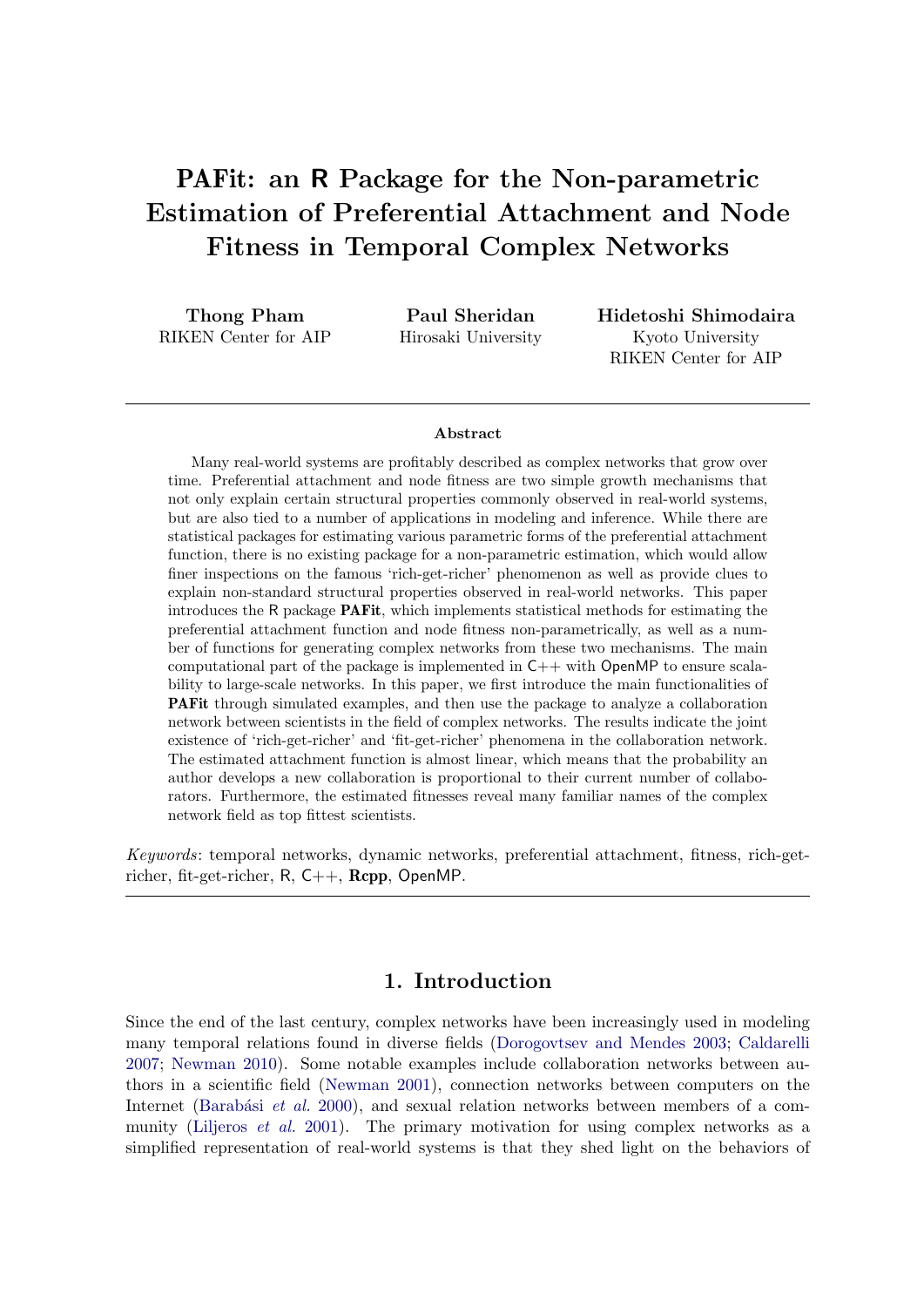# PAFit: an R Package for the Non-parametric Estimation of Preferential Attachment and Node Fitness in Temporal Complex Networks

**Thong Pham**
RIKEN Center for AIP

**Paul Sheridan**
Hirosaki University

**Hidetoshi Shimodaira**
Kyoto University
RIKEN Center for AIP

---

**Abstract**

Many real-world systems are profitably described as complex networks that grow over time. Preferential attachment and node fitness are two simple growth mechanisms that not only explain certain structural properties commonly observed in real-world systems, but are also tied to a number of applications in modeling and inference. While there are statistical packages for estimating various parametric forms of the preferential attachment function, there is no existing package for a non-parametric estimation, which would allow finer inspections on the famous 'rich-get-richer' phenomenon as well as provide clues to explain non-standard structural properties observed in real-world networks. This paper introduces the R package **PAFit**, which implements statistical methods for estimating the preferential attachment function and node fitness non-parametrically, as well as a number of functions for generating complex networks from these two mechanisms. The main computational part of the package is implemented in C++ with OpenMP to ensure scalability to large-scale networks. In this paper, we first introduce the main functionalities of **PAFit** through simulated examples, and then use the package to analyze a collaboration network between scientists in the field of complex networks. The results indicate the joint existence of 'rich-get-richer' and 'fit-get-richer' phenomena in the collaboration network. The estimated attachment function is almost linear, which means that the probability an author develops a new collaboration is proportional to their current number of collaborators. Furthermore, the estimated fitnesses reveal many familiar names of the complex network field as top fittest scientists.

*Keywords*: temporal networks, dynamic networks, preferential attachment, fitness, rich-get-richer, fit-get-richer, R, C++, **Rcpp**, OpenMP.

---

## 1. Introduction

Since the end of the last century, complex networks have been increasingly used in modeling many temporal relations found in diverse fields (Dorogovtsev and Mendes 2003; Caldarelli 2007; Newman 2010). Some notable examples include collaboration networks between authors in a scientific field (Newman 2001), connection networks between computers on the Internet (Barabási *et al.* 2000), and sexual relation networks between members of a community (Liljeros *et al.* 2001). The primary motivation for using complex networks as a simplified representation of real-world systems is that they shed light on the behaviors of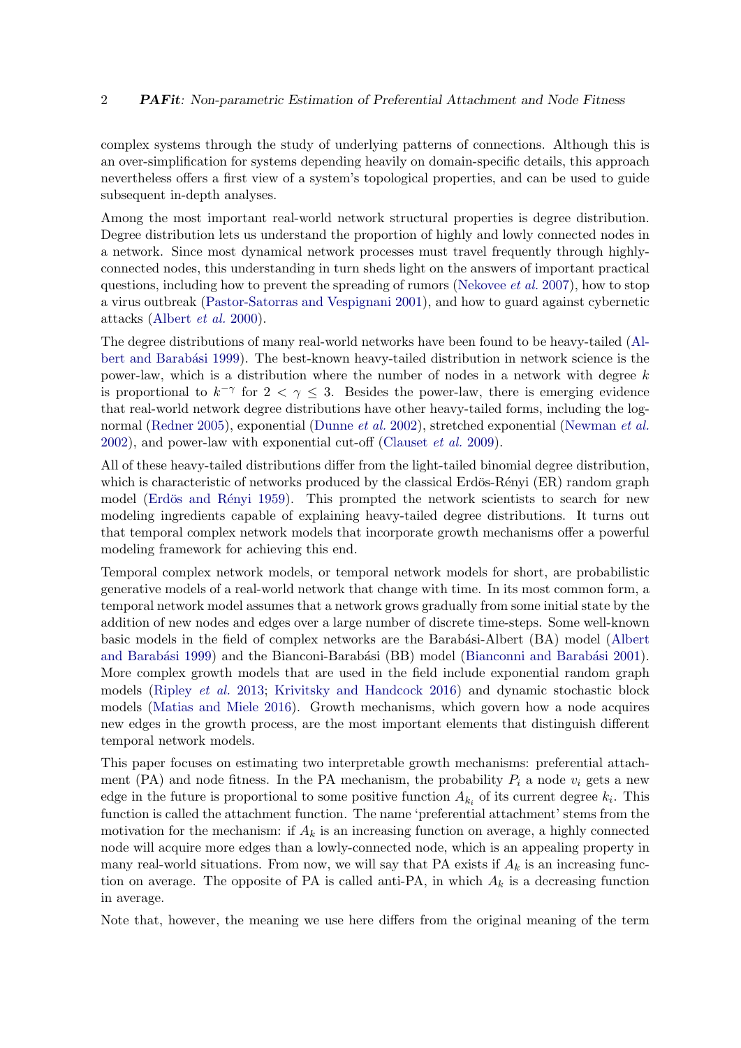complex systems through the study of underlying patterns of connections. Although this is an over-simplification for systems depending heavily on domain-specific details, this approach nevertheless offers a first view of a system's topological properties, and can be used to guide subsequent in-depth analyses.

Among the most important real-world network structural properties is degree distribution. Degree distribution lets us understand the proportion of highly and lowly connected nodes in a network. Since most dynamical network processes must travel frequently through highly-connected nodes, this understanding in turn sheds light on the answers of important practical questions, including how to prevent the spreading of rumors (Nekovee *et al.* 2007), how to stop a virus outbreak (Pastor-Satorras and Vespignani 2001), and how to guard against cybernetic attacks (Albert *et al.* 2000).

The degree distributions of many real-world networks have been found to be heavy-tailed (Albert and Barabási 1999). The best-known heavy-tailed distribution in network science is the power-law, which is a distribution where the number of nodes in a network with degree $k$ is proportional to $k^{-\gamma}$ for $2 < \gamma \leq 3$. Besides the power-law, there is emerging evidence that real-world network degree distributions have other heavy-tailed forms, including the log-normal (Redner 2005), exponential (Dunne *et al.* 2002), stretched exponential (Newman *et al.* 2002), and power-law with exponential cut-off (Clauset *et al.* 2009).

All of these heavy-tailed distributions differ from the light-tailed binomial degree distribution, which is characteristic of networks produced by the classical Erdös-Rényi (ER) random graph model (Erdös and Rényi 1959). This prompted the network scientists to search for new modeling ingredients capable of explaining heavy-tailed degree distributions. It turns out that temporal complex network models that incorporate growth mechanisms offer a powerful modeling framework for achieving this end.

Temporal complex network models, or temporal network models for short, are probabilistic generative models of a real-world network that change with time. In its most common form, a temporal network model assumes that a network grows gradually from some initial state by the addition of new nodes and edges over a large number of discrete time-steps. Some well-known basic models in the field of complex networks are the Barabási-Albert (BA) model (Albert and Barabási 1999) and the Bianconi-Barabási (BB) model (Bianconni and Barabási 2001). More complex growth models that are used in the field include exponential random graph models (Ripley *et al.* 2013; Krivitsky and Handcock 2016) and dynamic stochastic block models (Matias and Miele 2016). Growth mechanisms, which govern how a node acquires new edges in the growth process, are the most important elements that distinguish different temporal network models.

This paper focuses on estimating two interpretable growth mechanisms: preferential attachment (PA) and node fitness. In the PA mechanism, the probability $P_i$ a node $v_i$ gets a new edge in the future is proportional to some positive function $A_{k_i}$ of its current degree $k_i$. This function is called the attachment function. The name 'preferential attachment' stems from the motivation for the mechanism: if $A_k$ is an increasing function on average, a highly connected node will acquire more edges than a lowly-connected node, which is an appealing property in many real-world situations. From now, we will say that PA exists if $A_k$ is an increasing function on average. The opposite of PA is called anti-PA, in which $A_k$ is a decreasing function in average.

Note that, however, the meaning we use here differs from the original meaning of the term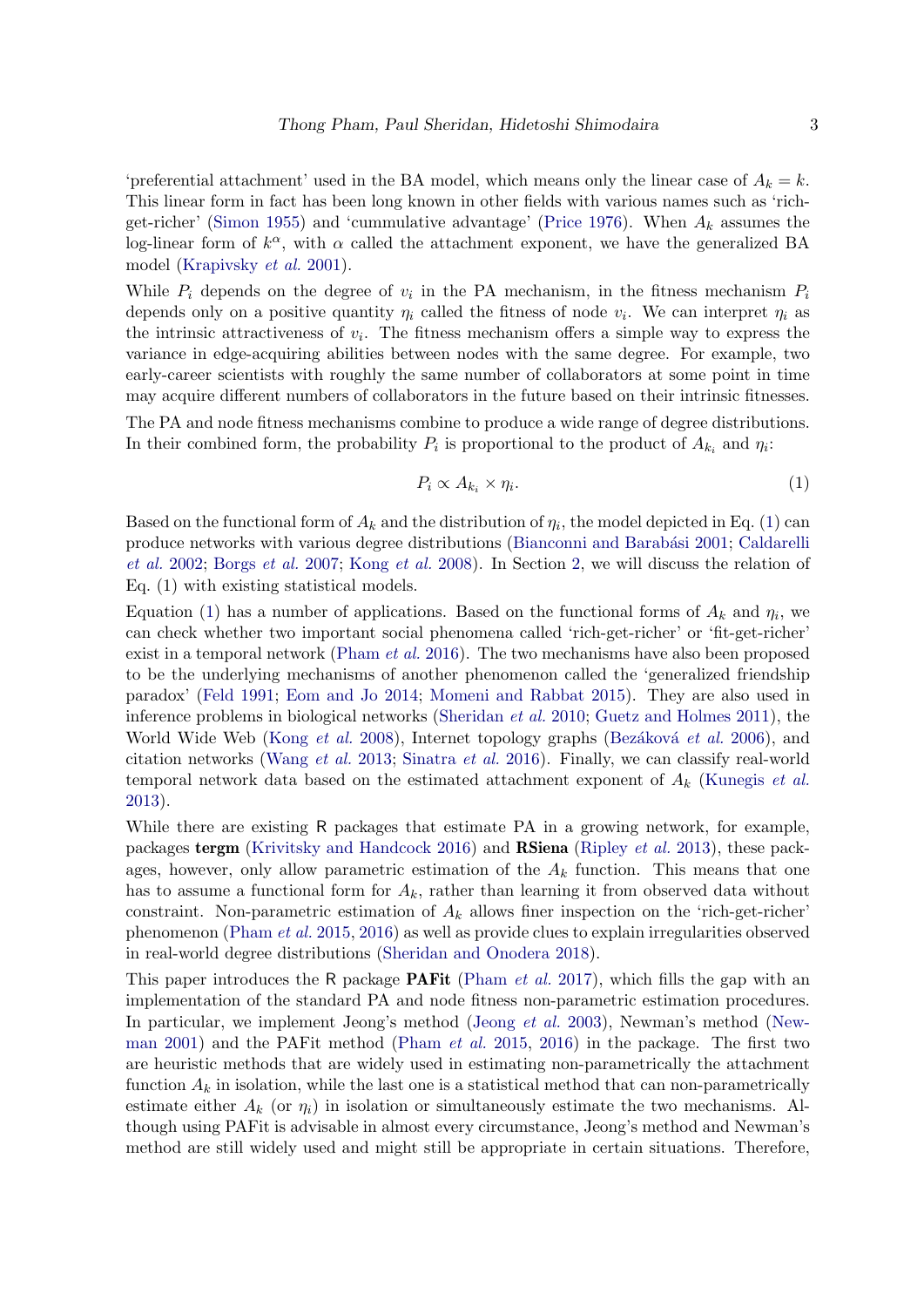'preferential attachment' used in the BA model, which means only the linear case of $A_k = k$. This linear form in fact has been long known in other fields with various names such as 'rich-get-richer' (Simon 1955) and 'cummulative advantage' (Price 1976). When $A_k$ assumes the log-linear form of $k^\alpha$, with $\alpha$ called the attachment exponent, we have the generalized BA model (Krapivsky *et al.* 2001).

While $P_i$ depends on the degree of $v_i$ in the PA mechanism, in the fitness mechanism $P_i$ depends only on a positive quantity $\eta_i$ called the fitness of node $v_i$. We can interpret $\eta_i$ as the intrinsic attractiveness of $v_i$. The fitness mechanism offers a simple way to express the variance in edge-acquiring abilities between nodes with the same degree. For example, two early-career scientists with roughly the same number of collaborators at some point in time may acquire different numbers of collaborators in the future based on their intrinsic fitnesses.

The PA and node fitness mechanisms combine to produce a wide range of degree distributions. In their combined form, the probability $P_i$ is proportional to the product of $A_{k_i}$ and $\eta_i$:

$$P_i \propto A_{k_i} \times \eta_i. \tag{1}$$

Based on the functional form of $A_k$ and the distribution of $\eta_i$, the model depicted in Eq. (1) can produce networks with various degree distributions (Bianconni and Barabási 2001; Caldarelli *et al.* 2002; Borgs *et al.* 2007; Kong *et al.* 2008). In Section 2, we will discuss the relation of Eq. (1) with existing statistical models.

Equation (1) has a number of applications. Based on the functional forms of $A_k$ and $\eta_i$, we can check whether two important social phenomena called 'rich-get-richer' or 'fit-get-richer' exist in a temporal network (Pham *et al.* 2016). The two mechanisms have also been proposed to be the underlying mechanisms of another phenomenon called the 'generalized friendship paradox' (Feld 1991; Eom and Jo 2014; Momeni and Rabbat 2015). They are also used in inference problems in biological networks (Sheridan *et al.* 2010; Guetz and Holmes 2011), the World Wide Web (Kong *et al.* 2008), Internet topology graphs (Bezáková *et al.* 2006), and citation networks (Wang *et al.* 2013; Sinatra *et al.* 2016). Finally, we can classify real-world temporal network data based on the estimated attachment exponent of $A_k$ (Kunegis *et al.* 2013).

While there are existing R packages that estimate PA in a growing network, for example, packages **tergm** (Krivitsky and Handcock 2016) and **RSiena** (Ripley *et al.* 2013), these packages, however, only allow parametric estimation of the $A_k$ function. This means that one has to assume a functional form for $A_k$, rather than learning it from observed data without constraint. Non-parametric estimation of $A_k$ allows finer inspection on the 'rich-get-richer' phenomenon (Pham *et al.* 2015, 2016) as well as provide clues to explain irregularities observed in real-world degree distributions (Sheridan and Onodera 2018).

This paper introduces the R package **PAFit** (Pham *et al.* 2017), which fills the gap with an implementation of the standard PA and node fitness non-parametric estimation procedures. In particular, we implement Jeong's method (Jeong *et al.* 2003), Newman's method (Newman 2001) and the PAFit method (Pham *et al.* 2015, 2016) in the package. The first two are heuristic methods that are widely used in estimating non-parametrically the attachment function $A_k$ in isolation, while the last one is a statistical method that can non-parametrically estimate either $A_k$ (or $\eta_i$) in isolation or simultaneously estimate the two mechanisms. Although using PAFit is advisable in almost every circumstance, Jeong's method and Newman's method are still widely used and might still be appropriate in certain situations. Therefore,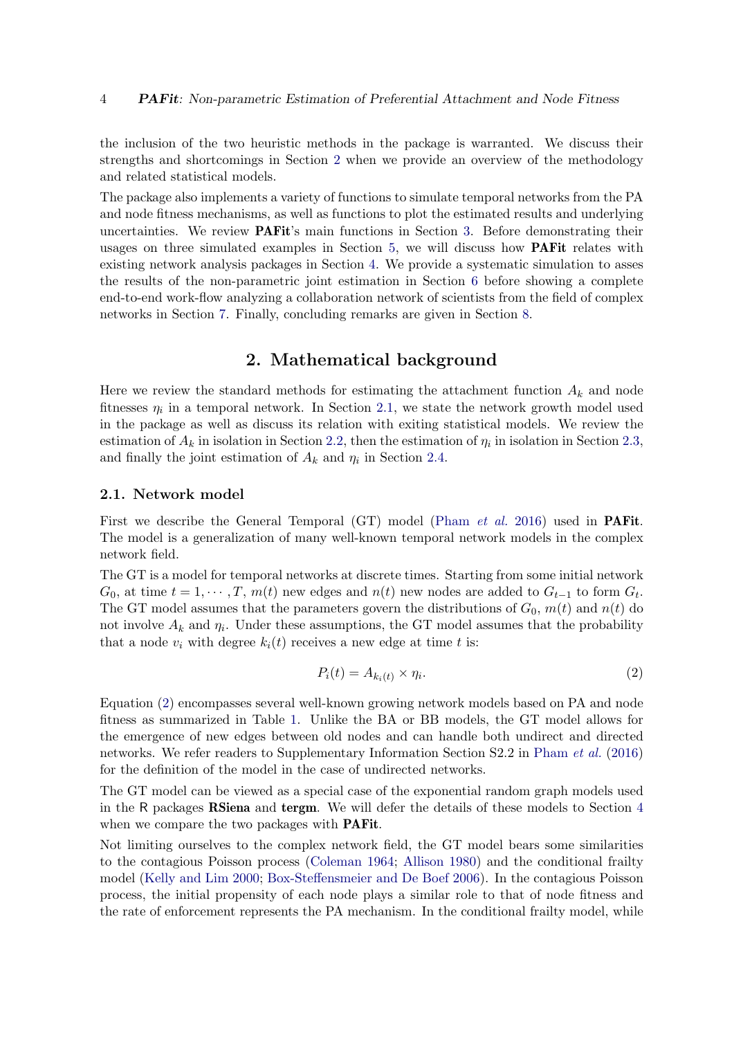the inclusion of the two heuristic methods in the package is warranted. We discuss their strengths and shortcomings in Section 2 when we provide an overview of the methodology and related statistical models.

The package also implements a variety of functions to simulate temporal networks from the PA and node fitness mechanisms, as well as functions to plot the estimated results and underlying uncertainties. We review **PAFit**'s main functions in Section 3. Before demonstrating their usages on three simulated examples in Section 5, we will discuss how **PAFit** relates with existing network analysis packages in Section 4. We provide a systematic simulation to asses the results of the non-parametric joint estimation in Section 6 before showing a complete end-to-end work-flow analyzing a collaboration network of scientists from the field of complex networks in Section 7. Finally, concluding remarks are given in Section 8.

## 2. Mathematical background

Here we review the standard methods for estimating the attachment function $A_k$ and node fitnesses $\eta_i$ in a temporal network. In Section 2.1, we state the network growth model used in the package as well as discuss its relation with exiting statistical models. We review the estimation of $A_k$ in isolation in Section 2.2, then the estimation of $\eta_i$ in isolation in Section 2.3, and finally the joint estimation of $A_k$ and $\eta_i$ in Section 2.4.

### 2.1. Network model

First we describe the General Temporal (GT) model (Pham *et al.* 2016) used in **PAFit**. The model is a generalization of many well-known temporal network models in the complex network field.

The GT is a model for temporal networks at discrete times. Starting from some initial network $G_0$, at time $t = 1, \cdots, T$, $m(t)$ new edges and $n(t)$ new nodes are added to $G_{t-1}$ to form $G_t$. The GT model assumes that the parameters govern the distributions of $G_0$, $m(t)$ and $n(t)$ do not involve $A_k$ and $\eta_i$. Under these assumptions, the GT model assumes that the probability that a node $v_i$ with degree $k_i(t)$ receives a new edge at time $t$ is:

$$P_i(t) = A_{k_i(t)} \times \eta_i. \tag{2}$$

Equation (2) encompasses several well-known growing network models based on PA and node fitness as summarized in Table 1. Unlike the BA or BB models, the GT model allows for the emergence of new edges between old nodes and can handle both undirect and directed networks. We refer readers to Supplementary Information Section S2.2 in Pham *et al.* (2016) for the definition of the model in the case of undirected networks.

The GT model can be viewed as a special case of the exponential random graph models used in the R packages **RSiena** and **tergm**. We will defer the details of these models to Section 4 when we compare the two packages with **PAFit**.

Not limiting ourselves to the complex network field, the GT model bears some similarities to the contagious Poisson process (Coleman 1964; Allison 1980) and the conditional frailty model (Kelly and Lim 2000; Box-Steffensmeier and De Boef 2006). In the contagious Poisson process, the initial propensity of each node plays a similar role to that of node fitness and the rate of enforcement represents the PA mechanism. In the conditional frailty model, while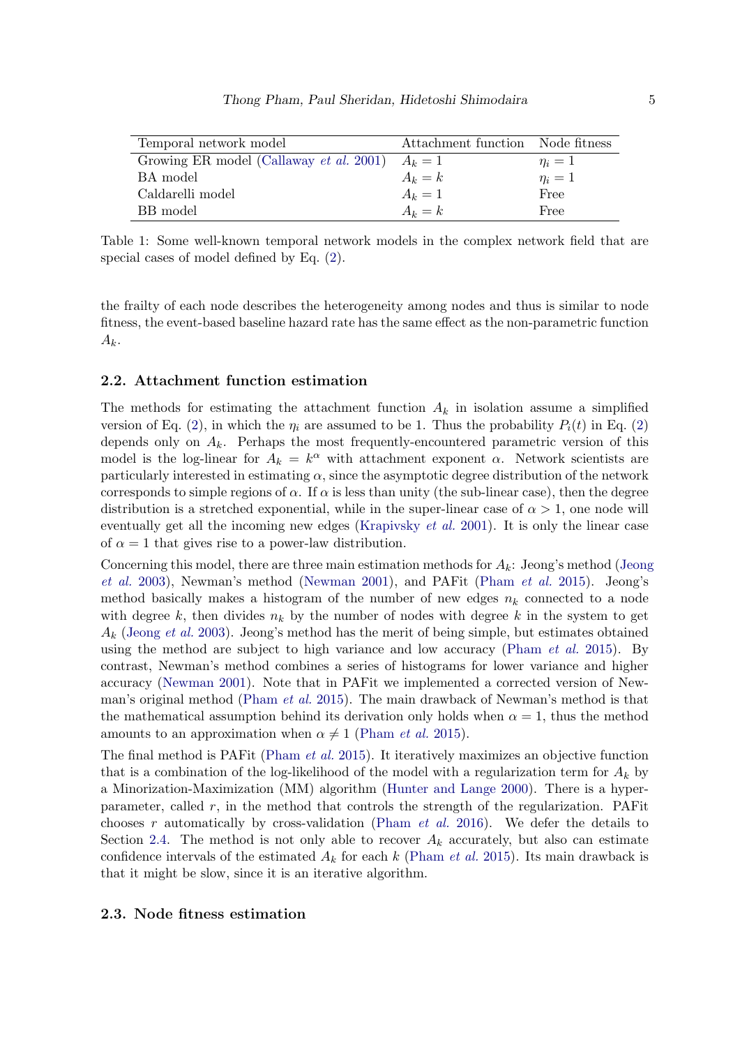| Temporal network model | Attachment function | Node fitness |
|---|---|---|
| Growing ER model (Callaway *et al.* 2001) | $A_k = 1$ | $\eta_i = 1$ |
| BA model | $A_k = k$ | $\eta_i = 1$ |
| Caldarelli model | $A_k = 1$ | Free |
| BB model | $A_k = k$ | Free |

Table 1: Some well-known temporal network models in the complex network field that are special cases of model defined by Eq. (2).

the frailty of each node describes the heterogeneity among nodes and thus is similar to node fitness, the event-based baseline hazard rate has the same effect as the non-parametric function $A_k$.

### 2.2. Attachment function estimation

The methods for estimating the attachment function $A_k$ in isolation assume a simplified version of Eq. (2), in which the $\eta_i$ are assumed to be 1. Thus the probability $P_i(t)$ in Eq. (2) depends only on $A_k$. Perhaps the most frequently-encountered parametric version of this model is the log-linear for $A_k = k^\alpha$ with attachment exponent $\alpha$. Network scientists are particularly interested in estimating $\alpha$, since the asymptotic degree distribution of the network corresponds to simple regions of $\alpha$. If $\alpha$ is less than unity (the sub-linear case), then the degree distribution is a stretched exponential, while in the super-linear case of $\alpha > 1$, one node will eventually get all the incoming new edges (Krapivsky *et al.* 2001). It is only the linear case of $\alpha = 1$ that gives rise to a power-law distribution.

Concerning this model, there are three main estimation methods for $A_k$: Jeong's method (Jeong *et al.* 2003), Newman's method (Newman 2001), and PAFit (Pham *et al.* 2015). Jeong's method basically makes a histogram of the number of new edges $n_k$ connected to a node with degree $k$, then divides $n_k$ by the number of nodes with degree $k$ in the system to get $A_k$ (Jeong *et al.* 2003). Jeong's method has the merit of being simple, but estimates obtained using the method are subject to high variance and low accuracy (Pham *et al.* 2015). By contrast, Newman's method combines a series of histograms for lower variance and higher accuracy (Newman 2001). Note that in PAFit we implemented a corrected version of Newman's original method (Pham *et al.* 2015). The main drawback of Newman's method is that the mathematical assumption behind its derivation only holds when $\alpha = 1$, thus the method amounts to an approximation when $\alpha \neq 1$ (Pham *et al.* 2015).

The final method is PAFit (Pham *et al.* 2015). It iteratively maximizes an objective function that is a combination of the log-likelihood of the model with a regularization term for $A_k$ by a Minorization-Maximization (MM) algorithm (Hunter and Lange 2000). There is a hyper-parameter, called $r$, in the method that controls the strength of the regularization. PAFit chooses $r$ automatically by cross-validation (Pham *et al.* 2016). We defer the details to Section 2.4. The method is not only able to recover $A_k$ accurately, but also can estimate confidence intervals of the estimated $A_k$ for each $k$ (Pham *et al.* 2015). Its main drawback is that it might be slow, since it is an iterative algorithm.

### 2.3. Node fitness estimation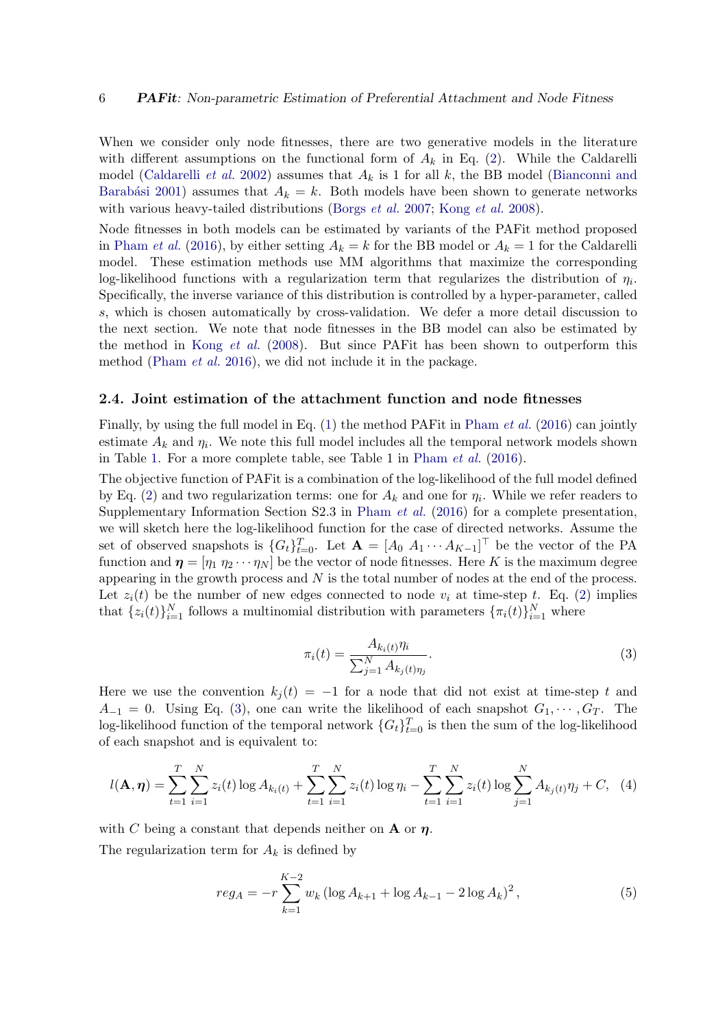When we consider only node fitnesses, there are two generative models in the literature with different assumptions on the functional form of $A_k$ in Eq. (2). While the Caldarelli model (Caldarelli *et al.* 2002) assumes that $A_k$ is 1 for all $k$, the BB model (Bianconni and Barabási 2001) assumes that $A_k = k$. Both models have been shown to generate networks with various heavy-tailed distributions (Borgs *et al.* 2007; Kong *et al.* 2008).

Node fitnesses in both models can be estimated by variants of the PAFit method proposed in Pham *et al.* (2016), by either setting $A_k = k$ for the BB model or $A_k = 1$ for the Caldarelli model. These estimation methods use MM algorithms that maximize the corresponding log-likelihood functions with a regularization term that regularizes the distribution of $\eta_i$. Specifically, the inverse variance of this distribution is controlled by a hyper-parameter, called $s$, which is chosen automatically by cross-validation. We defer a more detail discussion to the next section. We note that node fitnesses in the BB model can also be estimated by the method in Kong *et al.* (2008). But since PAFit has been shown to outperform this method (Pham *et al.* 2016), we did not include it in the package.

### 2.4. Joint estimation of the attachment function and node fitnesses

Finally, by using the full model in Eq. (1) the method PAFit in Pham *et al.* (2016) can jointly estimate $A_k$ and $\eta_i$. We note this full model includes all the temporal network models shown in Table 1. For a more complete table, see Table 1 in Pham *et al.* (2016).

The objective function of PAFit is a combination of the log-likelihood of the full model defined by Eq. (2) and two regularization terms: one for $A_k$ and one for $\eta_i$. While we refer readers to Supplementary Information Section S2.3 in Pham *et al.* (2016) for a complete presentation, we will sketch here the log-likelihood function for the case of directed networks. Assume the set of observed snapshots is $\{G_t\}_{t=0}^{T}$. Let $\mathbf{A} = [A_0 \ A_1 \cdots A_{K-1}]^\top$ be the vector of the PA function and $\boldsymbol{\eta} = [\eta_1 \ \eta_2 \cdots \eta_N]$ be the vector of node fitnesses. Here $K$ is the maximum degree appearing in the growth process and $N$ is the total number of nodes at the end of the process. Let $z_i(t)$ be the number of new edges connected to node $v_i$ at time-step $t$. Eq. (2) implies that $\{z_i(t)\}_{i=1}^{N}$ follows a multinomial distribution with parameters $\{\pi_i(t)\}_{i=1}^{N}$ where

$$\pi_i(t) = \frac{A_{k_i(t)}\eta_i}{\sum_{j=1}^{N} A_{k_j(t)\eta_j}}. \tag{3}$$

Here we use the convention $k_j(t) = -1$ for a node that did not exist at time-step $t$ and $A_{-1} = 0$. Using Eq. (3), one can write the likelihood of each snapshot $G_1, \cdots, G_T$. The log-likelihood function of the temporal network $\{G_t\}_{t=0}^{T}$ is then the sum of the log-likelihood of each snapshot and is equivalent to:

$$l(\mathbf{A}, \boldsymbol{\eta}) = \sum_{t=1}^{T}\sum_{i=1}^{N} z_i(t)\log A_{k_i(t)} + \sum_{t=1}^{T}\sum_{i=1}^{N} z_i(t)\log \eta_i - \sum_{t=1}^{T}\sum_{i=1}^{N} z_i(t)\log \sum_{j=1}^{N} A_{k_j(t)}\eta_j + C, \tag{4}$$

with $C$ being a constant that depends neither on $\mathbf{A}$ or $\boldsymbol{\eta}$.

The regularization term for $A_k$ is defined by

$$reg_A = -r\sum_{k=1}^{K-2} w_k \left(\log A_{k+1} + \log A_{k-1} - 2\log A_k\right)^2, \tag{5}$$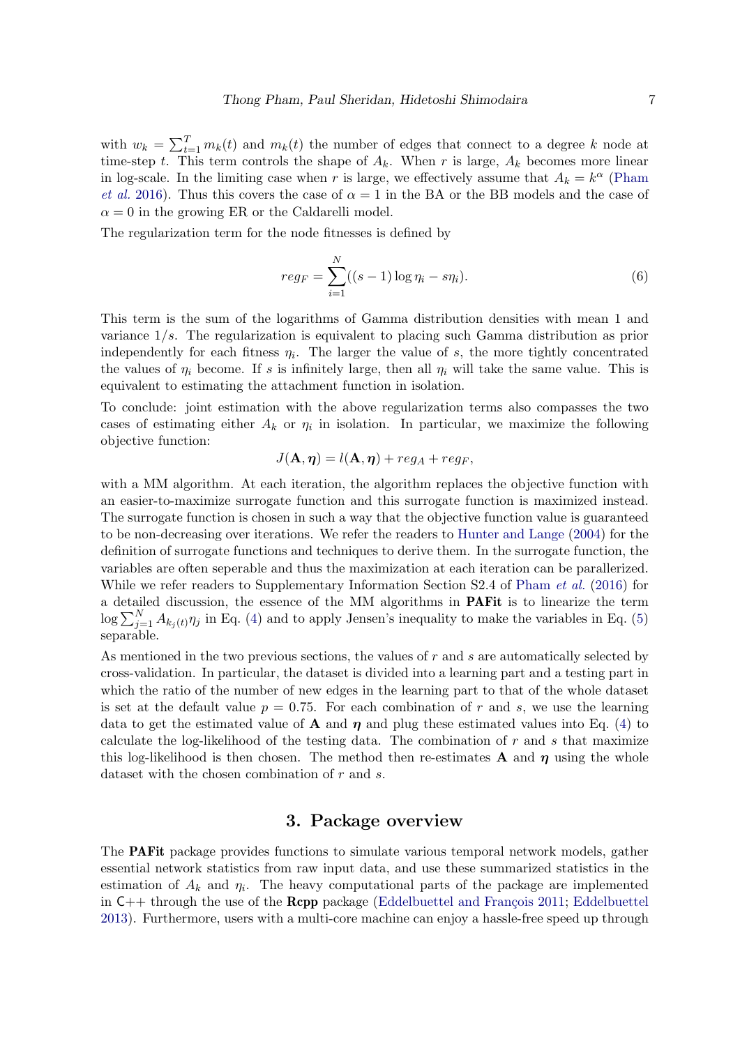with $w_k = \sum_{t=1}^{T} m_k(t)$ and $m_k(t)$ the number of edges that connect to a degree $k$ node at time-step $t$. This term controls the shape of $A_k$. When $r$ is large, $A_k$ becomes more linear in log-scale. In the limiting case when $r$ is large, we effectively assume that $A_k = k^\alpha$ (Pham *et al.* 2016). Thus this covers the case of $\alpha = 1$ in the BA or the BB models and the case of $\alpha = 0$ in the growing ER or the Caldarelli model.

The regularization term for the node fitnesses is defined by

$$reg_F = \sum_{i=1}^{N} ((s-1)\log \eta_i - s\eta_i). \tag{6}$$

This term is the sum of the logarithms of Gamma distribution densities with mean 1 and variance $1/s$. The regularization is equivalent to placing such Gamma distribution as prior independently for each fitness $\eta_i$. The larger the value of $s$, the more tightly concentrated the values of $\eta_i$ become. If $s$ is infinitely large, then all $\eta_i$ will take the same value. This is equivalent to estimating the attachment function in isolation.

To conclude: joint estimation with the above regularization terms also compasses the two cases of estimating either $A_k$ or $\eta_i$ in isolation. In particular, we maximize the following objective function:

$$J(\mathbf{A}, \boldsymbol{\eta}) = l(\mathbf{A}, \boldsymbol{\eta}) + reg_A + reg_F,$$

with a MM algorithm. At each iteration, the algorithm replaces the objective function with an easier-to-maximize surrogate function and this surrogate function is maximized instead. The surrogate function is chosen in such a way that the objective function value is guaranteed to be non-decreasing over iterations. We refer the readers to Hunter and Lange (2004) for the definition of surrogate functions and techniques to derive them. In the surrogate function, the variables are often seperable and thus the maximization at each iteration can be parallerized. While we refer readers to Supplementary Information Section S2.4 of Pham *et al.* (2016) for a detailed discussion, the essence of the MM algorithms in **PAFit** is to linearize the term $\log \sum_{j=1}^{N} A_{k_j(t)}\eta_j$ in Eq. (4) and to apply Jensen's inequality to make the variables in Eq. (5) separable.

As mentioned in the two previous sections, the values of $r$ and $s$ are automatically selected by cross-validation. In particular, the dataset is divided into a learning part and a testing part in which the ratio of the number of new edges in the learning part to that of the whole dataset is set at the default value $p = 0.75$. For each combination of $r$ and $s$, we use the learning data to get the estimated value of $\mathbf{A}$ and $\boldsymbol{\eta}$ and plug these estimated values into Eq. (4) to calculate the log-likelihood of the testing data. The combination of $r$ and $s$ that maximize this log-likelihood is then chosen. The method then re-estimates $\mathbf{A}$ and $\boldsymbol{\eta}$ using the whole dataset with the chosen combination of $r$ and $s$.

## 3. Package overview

The **PAFit** package provides functions to simulate various temporal network models, gather essential network statistics from raw input data, and use these summarized statistics in the estimation of $A_k$ and $\eta_i$. The heavy computational parts of the package are implemented in C++ through the use of the **Rcpp** package (Eddelbuettel and François 2011; Eddelbuettel 2013). Furthermore, users with a multi-core machine can enjoy a hassle-free speed up through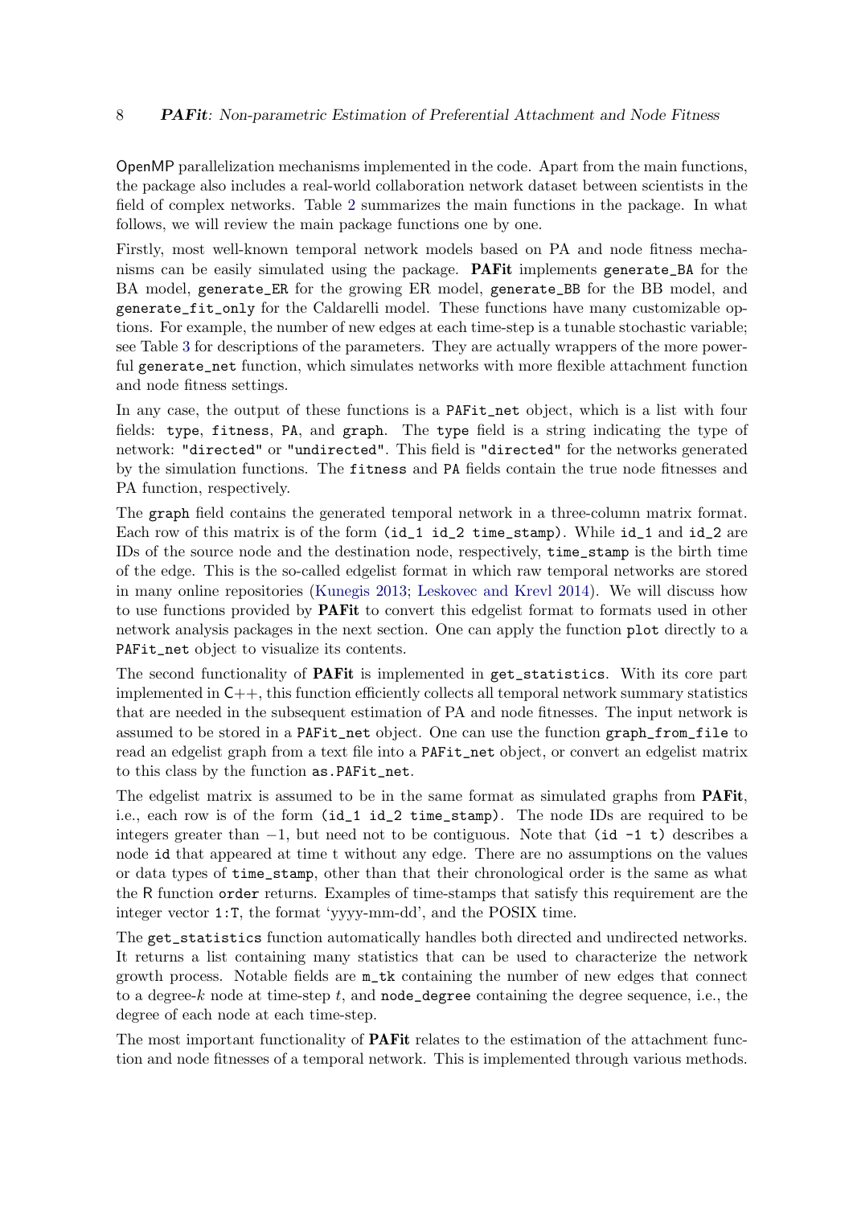OpenMP parallelization mechanisms implemented in the code. Apart from the main functions, the package also includes a real-world collaboration network dataset between scientists in the field of complex networks. Table 2 summarizes the main functions in the package. In what follows, we will review the main package functions one by one.

Firstly, most well-known temporal network models based on PA and node fitness mechanisms can be easily simulated using the package. **PAFit** implements `generate_BA` for the BA model, `generate_ER` for the growing ER model, `generate_BB` for the BB model, and `generate_fit_only` for the Caldarelli model. These functions have many customizable options. For example, the number of new edges at each time-step is a tunable stochastic variable; see Table 3 for descriptions of the parameters. They are actually wrappers of the more powerful `generate_net` function, which simulates networks with more flexible attachment function and node fitness settings.

In any case, the output of these functions is a `PAFit_net` object, which is a list with four fields: `type`, `fitness`, `PA`, and `graph`. The `type` field is a string indicating the type of network: `"directed"` or `"undirected"`. This field is `"directed"` for the networks generated by the simulation functions. The `fitness` and `PA` fields contain the true node fitnesses and PA function, respectively.

The `graph` field contains the generated temporal network in a three-column matrix format. Each row of this matrix is of the form `(id_1 id_2 time_stamp)`. While `id_1` and `id_2` are IDs of the source node and the destination node, respectively, `time_stamp` is the birth time of the edge. This is the so-called edgelist format in which raw temporal networks are stored in many online repositories (Kunegis 2013; Leskovec and Krevl 2014). We will discuss how to use functions provided by **PAFit** to convert this edgelist format to formats used in other network analysis packages in the next section. One can apply the function `plot` directly to a `PAFit_net` object to visualize its contents.

The second functionality of **PAFit** is implemented in `get_statistics`. With its core part implemented in C++, this function efficiently collects all temporal network summary statistics that are needed in the subsequent estimation of PA and node fitnesses. The input network is assumed to be stored in a `PAFit_net` object. One can use the function `graph_from_file` to read an edgelist graph from a text file into a `PAFit_net` object, or convert an edgelist matrix to this class by the function `as.PAFit_net`.

The edgelist matrix is assumed to be in the same format as simulated graphs from **PAFit**, i.e., each row is of the form `(id_1 id_2 time_stamp)`. The node IDs are required to be integers greater than $-1$, but need not to be contiguous. Note that `(id -1 t)` describes a node `id` that appeared at time `t` without any edge. There are no assumptions on the values or data types of `time_stamp`, other than that their chronological order is the same as what the R function `order` returns. Examples of time-stamps that satisfy this requirement are the integer vector `1:T`, the format 'yyyy-mm-dd', and the POSIX time.

The `get_statistics` function automatically handles both directed and undirected networks. It returns a list containing many statistics that can be used to characterize the network growth process. Notable fields are `m_tk` containing the number of new edges that connect to a degree-$k$ node at time-step $t$, and `node_degree` containing the degree sequence, i.e., the degree of each node at each time-step.

The most important functionality of **PAFit** relates to the estimation of the attachment function and node fitnesses of a temporal network. This is implemented through various methods.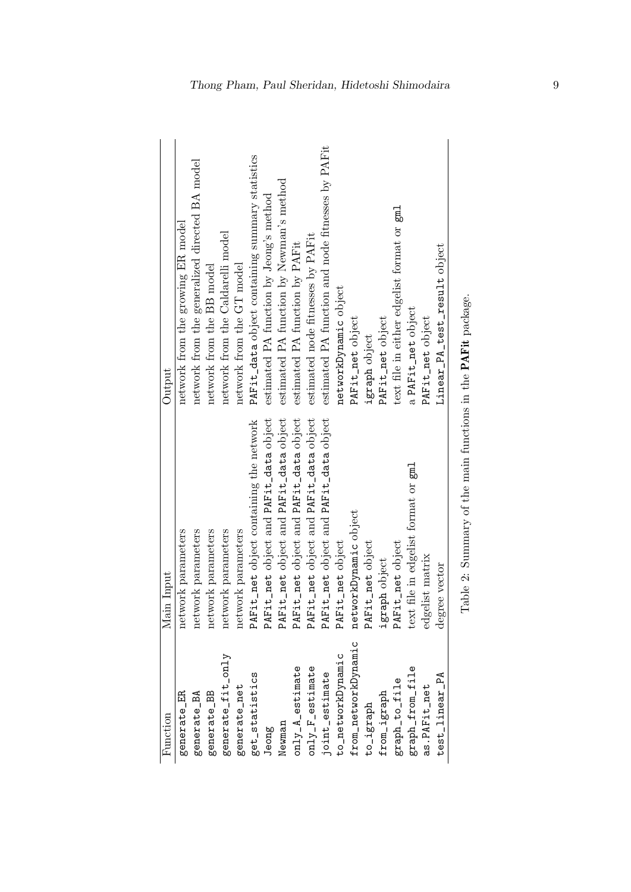| Function | Main Input | Output |
|---|---|---|
| `generate_ER` | network parameters | network from the growing ER model |
| `generate_BA` | network parameters | network from the generalized directed BA model |
| `generate_BB` | network parameters | network from the BB model |
| `generate_fit_only` | network parameters | network from the Caldarelli model |
| `generate_net` | network parameters | network from the GT model |
| `get_statistics` | `PAFit_net` object containing the network | `PAFit_data` object containing summary statistics |
| `Jeong` | `PAFit_net` object and `PAFit_data` object | estimated PA function by Jeong's method |
| `Newman` | `PAFit_net` object and `PAFit_data` object | estimated PA function by Newman's method |
| `only_A_estimate` | `PAFit_net` object and `PAFit_data` object | estimated PA function by PAFit |
| `only_F_estimate` | `PAFit_net` object and `PAFit_data` object | estimated node fitnesses by PAFit |
| `joint_estimate` | `PAFit_net` object and `PAFit_data` object | estimated PA function and node fitnesses by PAFit |
| `to_networkDynamic` | `PAFit_net` object | `networkDynamic` object |
| `from_networkDynamic` | `networkDynamic` object | `PAFit_net` object |
| `to_igraph` | `PAFit_net` object | `igraph` object |
| `from_igraph` | `igraph` object | `PAFit_net` object |
| `graph_to_file` | `PAFit_net` object | text file in either edgelist format or `gml` |
| `graph_from_file` | text file in edgelist format or `gml` | a `PAFit_net` object |
| `as.PAFit_net` | edgelist matrix | `PAFit_net` object |
| `test_linear_PA` | degree vector | `Linear_PA_test_result` object |

Table 2: Summary of the main functions in the **PAFit** package.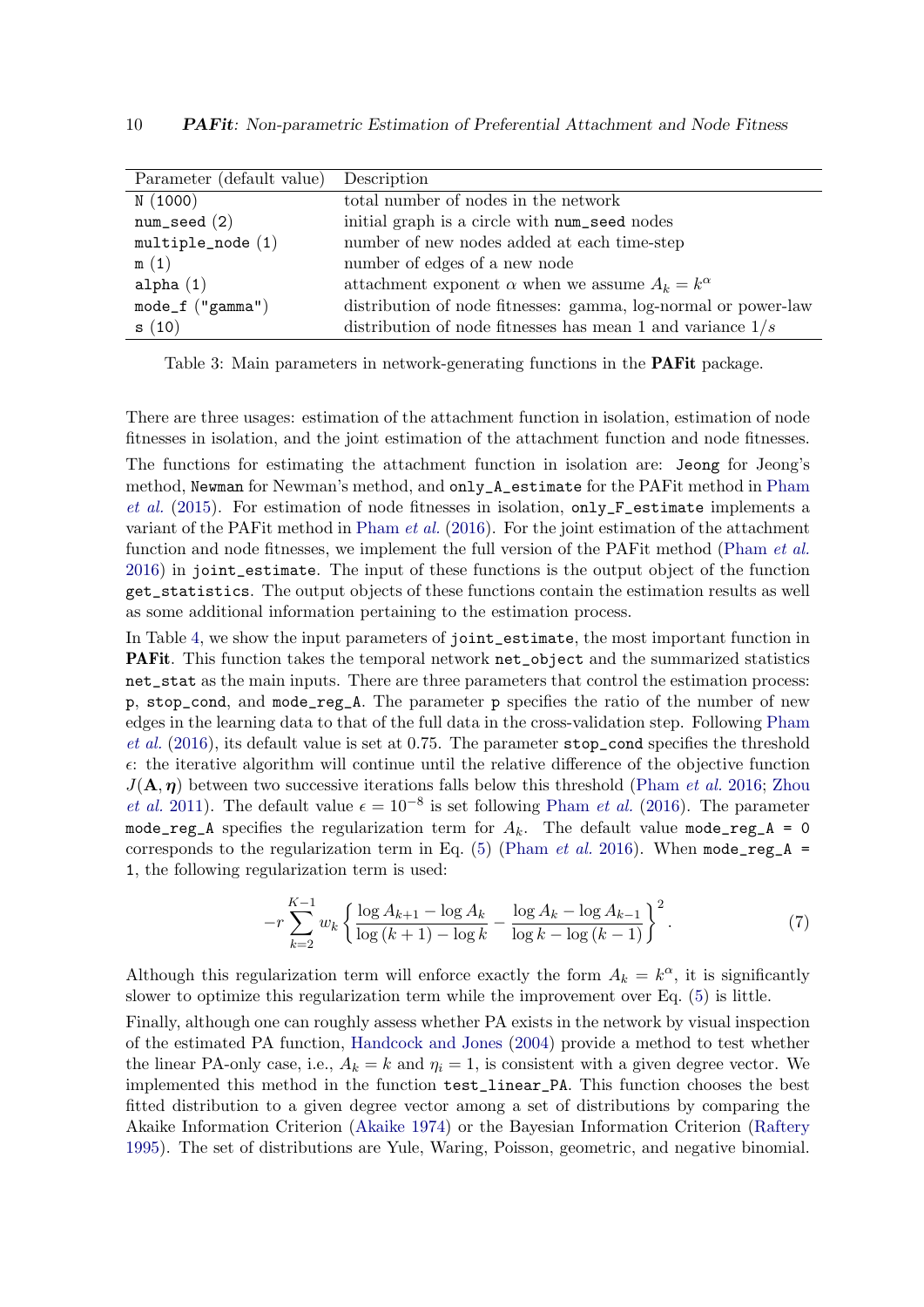| Parameter (default value) | Description |
|---|---|
| `N` (1000) | total number of nodes in the network |
| `num_seed` (2) | initial graph is a circle with `num_seed` nodes |
| `multiple_node` (1) | number of new nodes added at each time-step |
| `m` (1) | number of edges of a new node |
| `alpha` (1) | attachment exponent $\alpha$ when we assume $A_k = k^\alpha$ |
| `mode_f` ("gamma") | distribution of node fitnesses: gamma, log-normal or power-law |
| `s` (10) | distribution of node fitnesses has mean 1 and variance $1/s$ |

Table 3: Main parameters in network-generating functions in the **PAFit** package.

There are three usages: estimation of the attachment function in isolation, estimation of node fitnesses in isolation, and the joint estimation of the attachment function and node fitnesses. The functions for estimating the attachment function in isolation are: `Jeong` for Jeong's method, `Newman` for Newman's method, and `only_A_estimate` for the PAFit method in Pham *et al.* (2015). For estimation of node fitnesses in isolation, `only_F_estimate` implements a variant of the PAFit method in Pham *et al.* (2016). For the joint estimation of the attachment function and node fitnesses, we implement the full version of the PAFit method (Pham *et al.* 2016) in `joint_estimate`. The input of these functions is the output object of the function `get_statistics`. The output objects of these functions contain the estimation results as well as some additional information pertaining to the estimation process.

In Table 4, we show the input parameters of `joint_estimate`, the most important function in **PAFit**. This function takes the temporal network `net_object` and the summarized statistics `net_stat` as the main inputs. There are three parameters that control the estimation process: `p`, `stop_cond`, and `mode_reg_A`. The parameter `p` specifies the ratio of the number of new edges in the learning data to that of the full data in the cross-validation step. Following Pham *et al.* (2016), its default value is set at 0.75. The parameter `stop_cond` specifies the threshold $\epsilon$: the iterative algorithm will continue until the relative difference of the objective function $J(\mathbf{A}, \boldsymbol{\eta})$ between two successive iterations falls below this threshold (Pham *et al.* 2016; Zhou *et al.* 2011). The default value $\epsilon = 10^{-8}$ is set following Pham *et al.* (2016). The parameter `mode_reg_A` specifies the regularization term for $A_k$. The default value `mode_reg_A = 0` corresponds to the regularization term in Eq. (5) (Pham *et al.* 2016). When `mode_reg_A = 1`, the following regularization term is used:

$$-r \sum_{k=2}^{K-1} w_k \left\{ \frac{\log A_{k+1} - \log A_k}{\log(k+1) - \log k} - \frac{\log A_k - \log A_{k-1}}{\log k - \log(k-1)} \right\}^2. \tag{7}$$

Although this regularization term will enforce exactly the form $A_k = k^\alpha$, it is significantly slower to optimize this regularization term while the improvement over Eq. (5) is little.

Finally, although one can roughly assess whether PA exists in the network by visual inspection of the estimated PA function, Handcock and Jones (2004) provide a method to test whether the linear PA-only case, i.e., $A_k = k$ and $\eta_i = 1$, is consistent with a given degree vector. We implemented this method in the function `test_linear_PA`. This function chooses the best fitted distribution to a given degree vector among a set of distributions by comparing the Akaike Information Criterion (Akaike 1974) or the Bayesian Information Criterion (Raftery 1995). The set of distributions are Yule, Waring, Poisson, geometric, and negative binomial.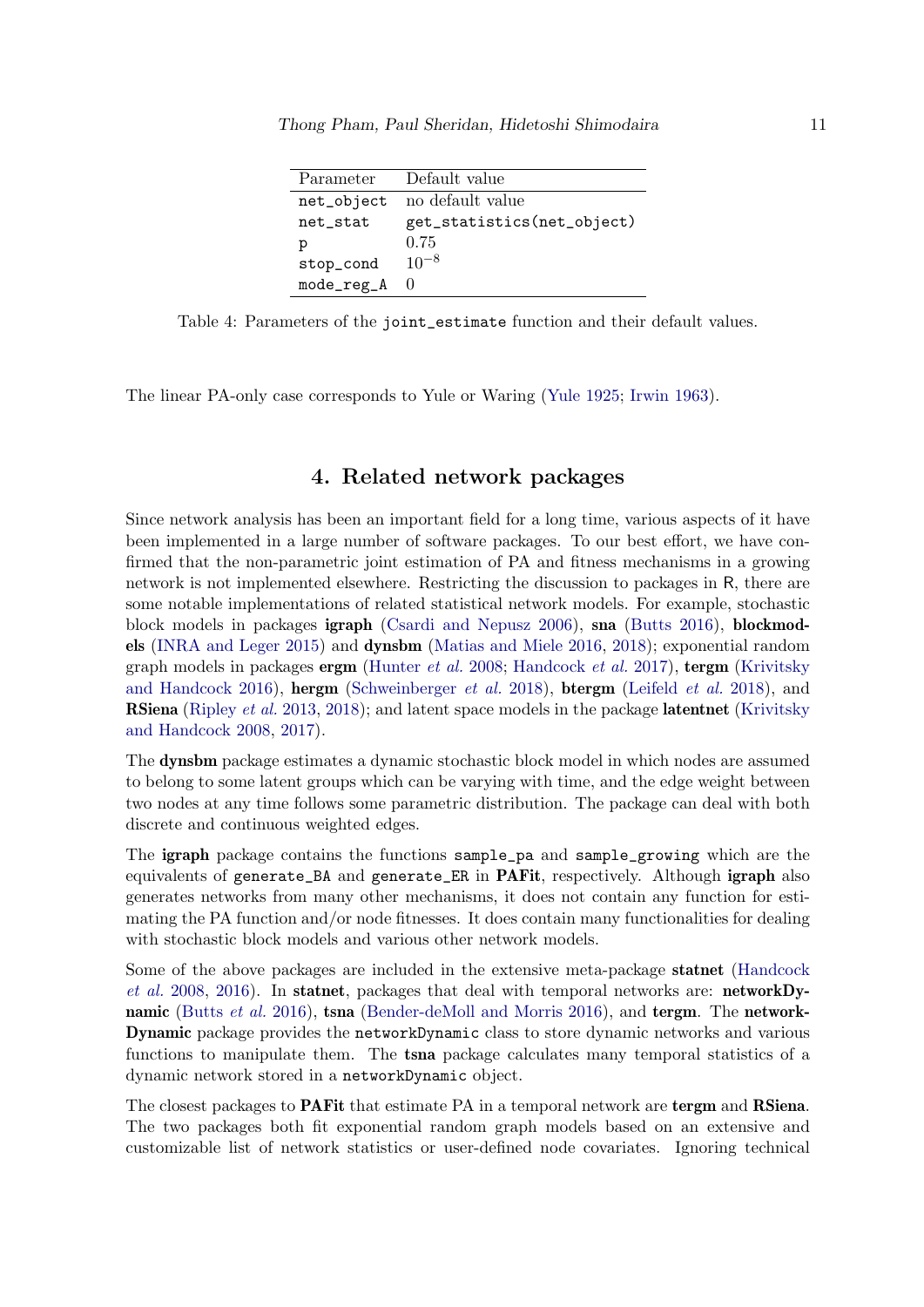| Parameter | Default value |
|---|---|
| `net_object` | no default value |
| `net_stat` | `get_statistics(net_object)` |
| `p` | 0.75 |
| `stop_cond` | $10^{-8}$ |
| `mode_reg_A` | 0 |

Table 4: Parameters of the `joint_estimate` function and their default values.

The linear PA-only case corresponds to Yule or Waring (Yule 1925; Irwin 1963).

## 4. Related network packages

Since network analysis has been an important field for a long time, various aspects of it have been implemented in a large number of software packages. To our best effort, we have confirmed that the non-parametric joint estimation of PA and fitness mechanisms in a growing network is not implemented elsewhere. Restricting the discussion to packages in R, there are some notable implementations of related statistical network models. For example, stochastic block models in packages **igraph** (Csardi and Nepusz 2006), **sna** (Butts 2016), **blockmodels** (INRA and Leger 2015) and **dynsbm** (Matias and Miele 2016, 2018); exponential random graph models in packages **ergm** (Hunter *et al.* 2008; Handcock *et al.* 2017), **tergm** (Krivitsky and Handcock 2016), **hergm** (Schweinberger *et al.* 2018), **btergm** (Leifeld *et al.* 2018), and **RSiena** (Ripley *et al.* 2013, 2018); and latent space models in the package **latentnet** (Krivitsky and Handcock 2008, 2017).

The **dynsbm** package estimates a dynamic stochastic block model in which nodes are assumed to belong to some latent groups which can be varying with time, and the edge weight between two nodes at any time follows some parametric distribution. The package can deal with both discrete and continuous weighted edges.

The **igraph** package contains the functions `sample_pa` and `sample_growing` which are the equivalents of `generate_BA` and `generate_ER` in **PAFit**, respectively. Although **igraph** also generates networks from many other mechanisms, it does not contain any function for estimating the PA function and/or node fitnesses. It does contain many functionalities for dealing with stochastic block models and various other network models.

Some of the above packages are included in the extensive meta-package **statnet** (Handcock *et al.* 2008, 2016). In **statnet**, packages that deal with temporal networks are: **networkDynamic** (Butts *et al.* 2016), **tsna** (Bender-deMoll and Morris 2016), and **tergm**. The **networkDynamic** package provides the `networkDynamic` class to store dynamic networks and various functions to manipulate them. The **tsna** package calculates many temporal statistics of a dynamic network stored in a `networkDynamic` object.

The closest packages to **PAFit** that estimate PA in a temporal network are **tergm** and **RSiena**. The two packages both fit exponential random graph models based on an extensive and customizable list of network statistics or user-defined node covariates. Ignoring technical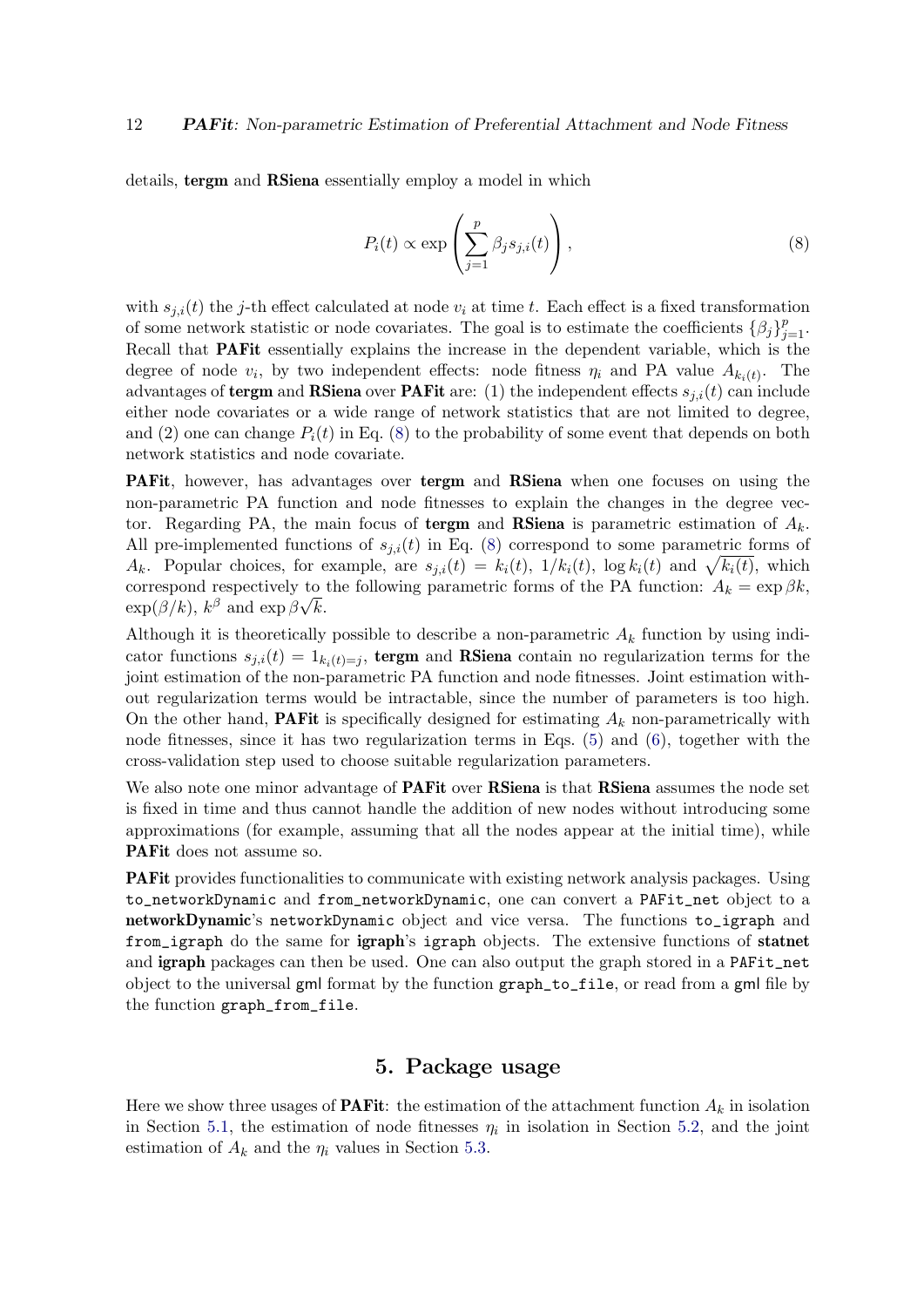details, **tergm** and **RSiena** essentially employ a model in which

$$P_i(t) \propto \exp\left(\sum_{j=1}^{p} \beta_j s_{j,i}(t)\right), \tag{8}$$

with $s_{j,i}(t)$ the $j$-th effect calculated at node $v_i$ at time $t$. Each effect is a fixed transformation of some network statistic or node covariates. The goal is to estimate the coefficients $\{\beta_j\}_{j=1}^{p}$. Recall that **PAFit** essentially explains the increase in the dependent variable, which is the degree of node $v_i$, by two independent effects: node fitness $\eta_i$ and PA value $A_{k_i(t)}$. The advantages of **tergm** and **RSiena** over **PAFit** are: (1) the independent effects $s_{j,i}(t)$ can include either node covariates or a wide range of network statistics that are not limited to degree, and (2) one can change $P_i(t)$ in Eq. (8) to the probability of some event that depends on both network statistics and node covariate.

**PAFit**, however, has advantages over **tergm** and **RSiena** when one focuses on using the non-parametric PA function and node fitnesses to explain the changes in the degree vector. Regarding PA, the main focus of **tergm** and **RSiena** is parametric estimation of $A_k$. All pre-implemented functions of $s_{j,i}(t)$ in Eq. (8) correspond to some parametric forms of $A_k$. Popular choices, for example, are $s_{j,i}(t) = k_i(t)$, $1/k_i(t)$, $\log k_i(t)$ and $\sqrt{k_i(t)}$, which correspond respectively to the following parametric forms of the PA function: $A_k = \exp \beta k$, $\exp(\beta/k)$, $k^\beta$ and $\exp \beta\sqrt{k}$.

Although it is theoretically possible to describe a non-parametric $A_k$ function by using indicator functions $s_{j,i}(t) = 1_{k_i(t)=j}$, **tergm** and **RSiena** contain no regularization terms for the joint estimation of the non-parametric PA function and node fitnesses. Joint estimation without regularization terms would be intractable, since the number of parameters is too high. On the other hand, **PAFit** is specifically designed for estimating $A_k$ non-parametrically with node fitnesses, since it has two regularization terms in Eqs. (5) and (6), together with the cross-validation step used to choose suitable regularization parameters.

We also note one minor advantage of **PAFit** over **RSiena** is that **RSiena** assumes the node set is fixed in time and thus cannot handle the addition of new nodes without introducing some approximations (for example, assuming that all the nodes appear at the initial time), while **PAFit** does not assume so.

**PAFit** provides functionalities to communicate with existing network analysis packages. Using `to_networkDynamic` and `from_networkDynamic`, one can convert a `PAFit_net` object to a **networkDynamic**'s `networkDynamic` object and vice versa. The functions `to_igraph` and `from_igraph` do the same for **igraph**'s `igraph` objects. The extensive functions of **statnet** and **igraph** packages can then be used. One can also output the graph stored in a `PAFit_net` object to the universal gml format by the function `graph_to_file`, or read from a gml file by the function `graph_from_file`.

## 5. Package usage

Here we show three usages of **PAFit**: the estimation of the attachment function $A_k$ in isolation in Section 5.1, the estimation of node fitnesses $\eta_i$ in isolation in Section 5.2, and the joint estimation of $A_k$ and the $\eta_i$ values in Section 5.3.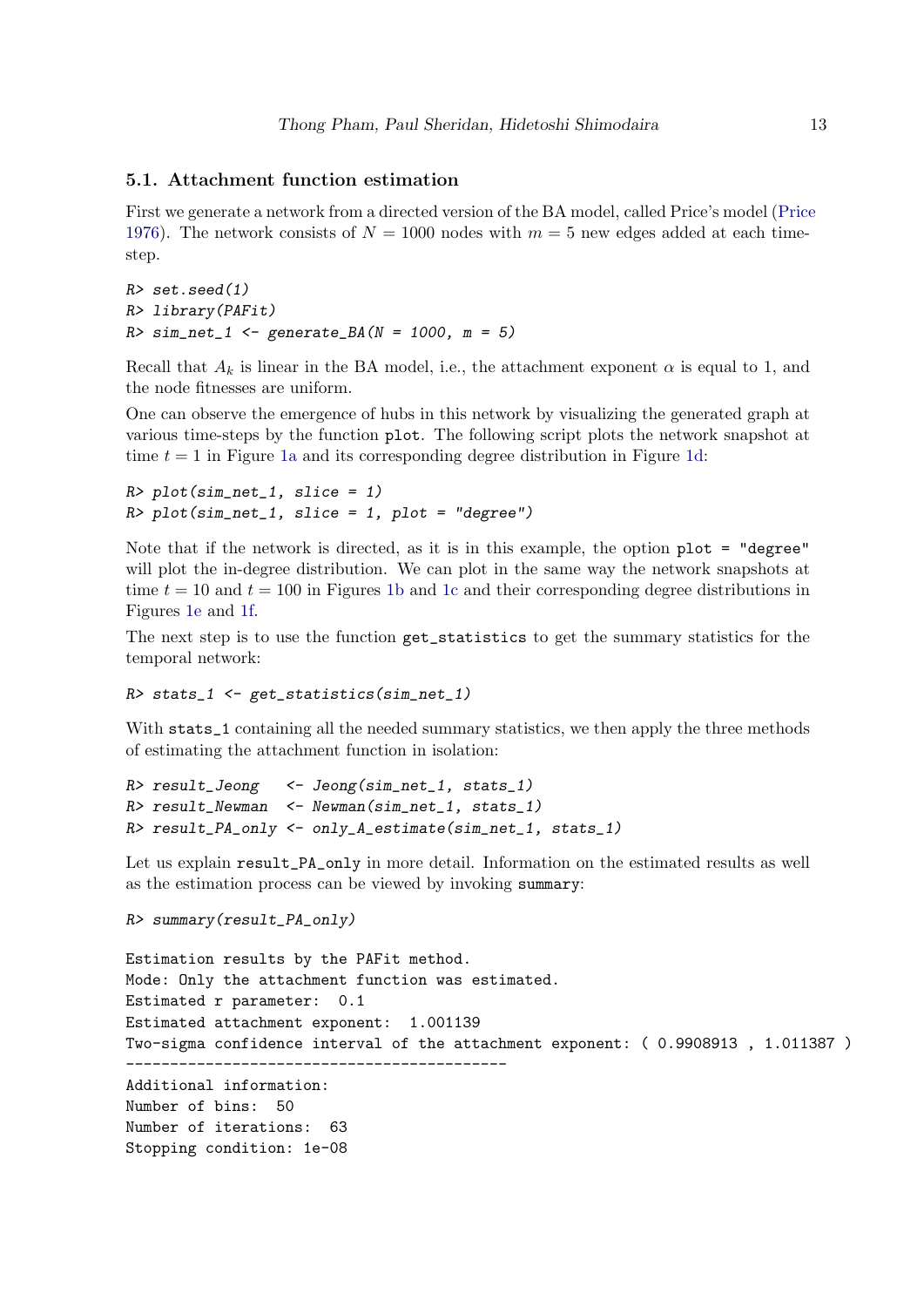### 5.1. Attachment function estimation

First we generate a network from a directed version of the BA model, called Price's model (Price 1976). The network consists of $N = 1000$ nodes with $m = 5$ new edges added at each time-step.

```
R> set.seed(1)
R> library(PAFit)
R> sim_net_1 <- generate_BA(N = 1000, m = 5)
```

Recall that $A_k$ is linear in the BA model, i.e., the attachment exponent $\alpha$ is equal to 1, and the node fitnesses are uniform.

One can observe the emergence of hubs in this network by visualizing the generated graph at various time-steps by the function `plot`. The following script plots the network snapshot at time $t = 1$ in Figure 1a and its corresponding degree distribution in Figure 1d:

```
R> plot(sim_net_1, slice = 1)
R> plot(sim_net_1, slice = 1, plot = "degree")
```

Note that if the network is directed, as it is in this example, the option `plot = "degree"` will plot the in-degree distribution. We can plot in the same way the network snapshots at time $t = 10$ and $t = 100$ in Figures 1b and 1c and their corresponding degree distributions in Figures 1e and 1f.

The next step is to use the function `get_statistics` to get the summary statistics for the temporal network:

```
R> stats_1 <- get_statistics(sim_net_1)
```

With `stats_1` containing all the needed summary statistics, we then apply the three methods of estimating the attachment function in isolation:

```
R> result_Jeong   <- Jeong(sim_net_1, stats_1)
R> result_Newman  <- Newman(sim_net_1, stats_1)
R> result_PA_only <- only_A_estimate(sim_net_1, stats_1)
```

Let us explain `result_PA_only` in more detail. Information on the estimated results as well as the estimation process can be viewed by invoking `summary`:

```
R> summary(result_PA_only)

Estimation results by the PAFit method.
Mode: Only the attachment function was estimated.
Estimated r parameter:  0.1
Estimated attachment exponent:  1.001139
Two-sigma confidence interval of the attachment exponent: ( 0.9908913 , 1.011387 )
--------------------------------------------
Additional information:
Number of bins:  50
Number of iterations:  63
Stopping condition: 1e-08
```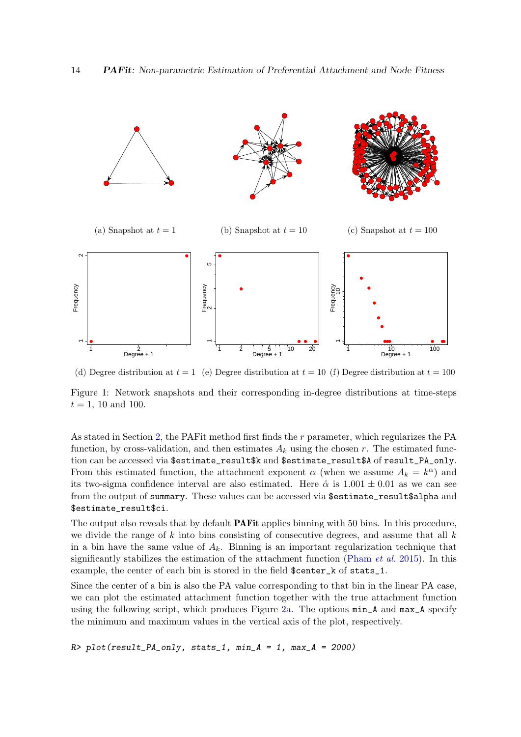(a) Snapshot at $t = 1$ (b) Snapshot at $t = 10$ (c) Snapshot at $t = 100$

(d) Degree distribution at $t = 1$ (e) Degree distribution at $t = 10$ (f) Degree distribution at $t = 100$

Figure 1: Network snapshots and their corresponding in-degree distributions at time-steps $t = 1$, 10 and 100.

As stated in Section 2, the PAFit method first finds the $r$ parameter, which regularizes the PA function, by cross-validation, and then estimates $A_k$ using the chosen $r$. The estimated function can be accessed via `$estimate_result$k` and `$estimate_result$A` of `result_PA_only`. From this estimated function, the attachment exponent $\alpha$ (when we assume $A_k = k^\alpha$) and its two-sigma confidence interval are also estimated. Here $\hat{\alpha}$ is $1.001 \pm 0.01$ as we can see from the output of `summary`. These values can be accessed via `$estimate_result$alpha` and `$estimate_result$ci`.

The output also reveals that by default **PAFit** applies binning with 50 bins. In this procedure, we divide the range of $k$ into bins consisting of consecutive degrees, and assume that all $k$ in a bin have the same value of $A_k$. Binning is an important regularization technique that significantly stabilizes the estimation of the attachment function (Pham *et al.* 2015). In this example, the center of each bin is stored in the field `$center_k` of `stats_1`.

Since the center of a bin is also the PA value corresponding to that bin in the linear PA case, we can plot the estimated attachment function together with the true attachment function using the following script, which produces Figure 2a. The options `min_A` and `max_A` specify the minimum and maximum values in the vertical axis of the plot, respectively.

```
R> plot(result_PA_only, stats_1, min_A = 1, max_A = 2000)
```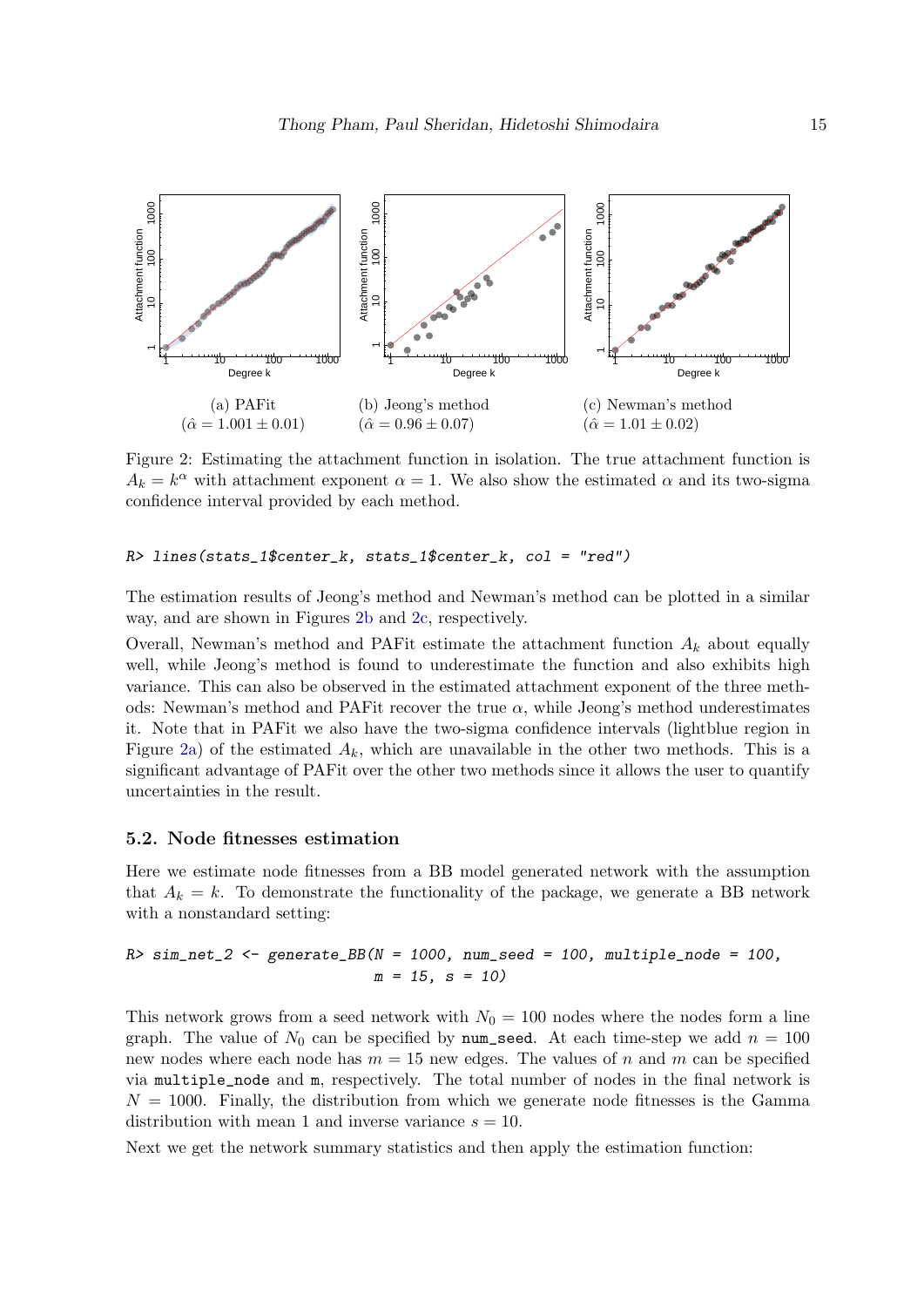(a) PAFit ($\hat{\alpha} = 1.001 \pm 0.01$)

(b) Jeong's method ($\hat{\alpha} = 0.96 \pm 0.07$)

(c) Newman's method ($\hat{\alpha} = 1.01 \pm 0.02$)

Figure 2: Estimating the attachment function in isolation. The true attachment function is $A_k = k^{\alpha}$ with attachment exponent $\alpha = 1$. We also show the estimated $\alpha$ and its two-sigma confidence interval provided by each method.

```
R> lines(stats_1$center_k, stats_1$center_k, col = "red")
```

The estimation results of Jeong's method and Newman's method can be plotted in a similar way, and are shown in Figures 2b and 2c, respectively.

Overall, Newman's method and PAFit estimate the attachment function $A_k$ about equally well, while Jeong's method is found to underestimate the function and also exhibits high variance. This can also be observed in the estimated attachment exponent of the three methods: Newman's method and PAFit recover the true $\alpha$, while Jeong's method underestimates it. Note that in PAFit we also have the two-sigma confidence intervals (lightblue region in Figure 2a) of the estimated $A_k$, which are unavailable in the other two methods. This is a significant advantage of PAFit over the other two methods since it allows the user to quantify uncertainties in the result.

### 5.2. Node fitnesses estimation

Here we estimate node fitnesses from a BB model generated network with the assumption that $A_k = k$. To demonstrate the functionality of the package, we generate a BB network with a nonstandard setting:

```
R> sim_net_2 <- generate_BB(N = 1000, num_seed = 100, multiple_node = 100,
                             m = 15, s = 10)
```

This network grows from a seed network with $N_0 = 100$ nodes where the nodes form a line graph. The value of $N_0$ can be specified by `num_seed`. At each time-step we add $n = 100$ new nodes where each node has $m = 15$ new edges. The values of $n$ and $m$ can be specified via `multiple_node` and `m`, respectively. The total number of nodes in the final network is $N = 1000$. Finally, the distribution from which we generate node fitnesses is the Gamma distribution with mean 1 and inverse variance $s = 10$.

Next we get the network summary statistics and then apply the estimation function: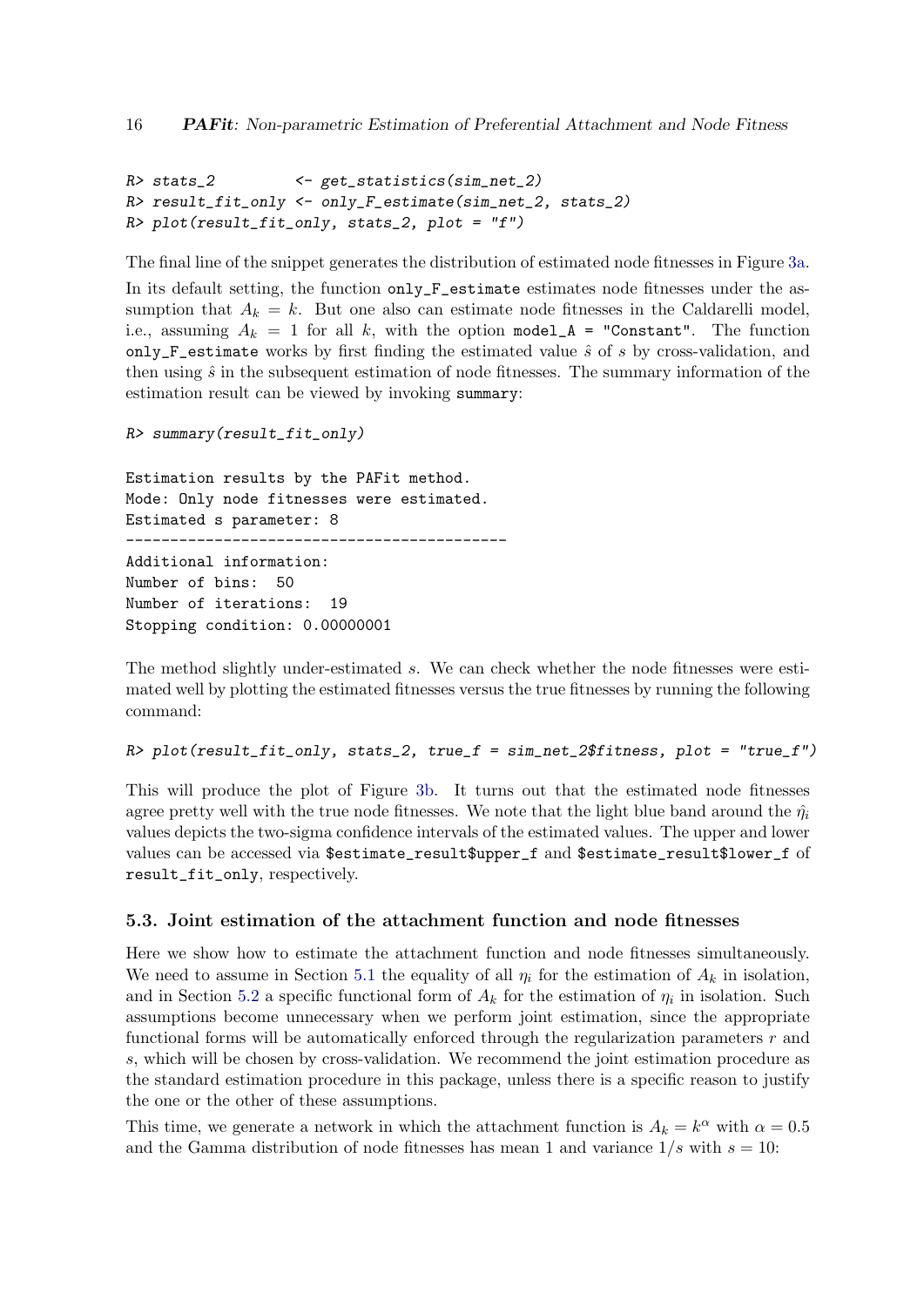```
R> stats_2         <- get_statistics(sim_net_2)
R> result_fit_only <- only_F_estimate(sim_net_2, stats_2)
R> plot(result_fit_only, stats_2, plot = "f")
```

The final line of the snippet generates the distribution of estimated node fitnesses in Figure 3a. In its default setting, the function `only_F_estimate` estimates node fitnesses under the assumption that $A_k = k$. But one also can estimate node fitnesses in the Caldarelli model, i.e., assuming $A_k = 1$ for all $k$, with the option `model_A = "Constant"`. The function `only_F_estimate` works by first finding the estimated value $\hat{s}$ of $s$ by cross-validation, and then using $\hat{s}$ in the subsequent estimation of node fitnesses. The summary information of the estimation result can be viewed by invoking `summary`:

```
R> summary(result_fit_only)

Estimation results by the PAFit method.
Mode: Only node fitnesses were estimated.
Estimated s parameter: 8
--------------------------------------------
Additional information:
Number of bins:  50
Number of iterations:  19
Stopping condition: 0.00000001
```

The method slightly under-estimated $s$. We can check whether the node fitnesses were estimated well by plotting the estimated fitnesses versus the true fitnesses by running the following command:

```
R> plot(result_fit_only, stats_2, true_f = sim_net_2$fitness, plot = "true_f")
```

This will produce the plot of Figure 3b. It turns out that the estimated node fitnesses agree pretty well with the true node fitnesses. We note that the light blue band around the $\hat{\eta}_i$ values depicts the two-sigma confidence intervals of the estimated values. The upper and lower values can be accessed via `$estimate_result$upper_f` and `$estimate_result$lower_f` of `result_fit_only`, respectively.

### 5.3. Joint estimation of the attachment function and node fitnesses

Here we show how to estimate the attachment function and node fitnesses simultaneously. We need to assume in Section 5.1 the equality of all $\eta_i$ for the estimation of $A_k$ in isolation, and in Section 5.2 a specific functional form of $A_k$ for the estimation of $\eta_i$ in isolation. Such assumptions become unnecessary when we perform joint estimation, since the appropriate functional forms will be automatically enforced through the regularization parameters $r$ and $s$, which will be chosen by cross-validation. We recommend the joint estimation procedure as the standard estimation procedure in this package, unless there is a specific reason to justify the one or the other of these assumptions.

This time, we generate a network in which the attachment function is $A_k = k^{\alpha}$ with $\alpha = 0.5$ and the Gamma distribution of node fitnesses has mean 1 and variance $1/s$ with $s = 10$: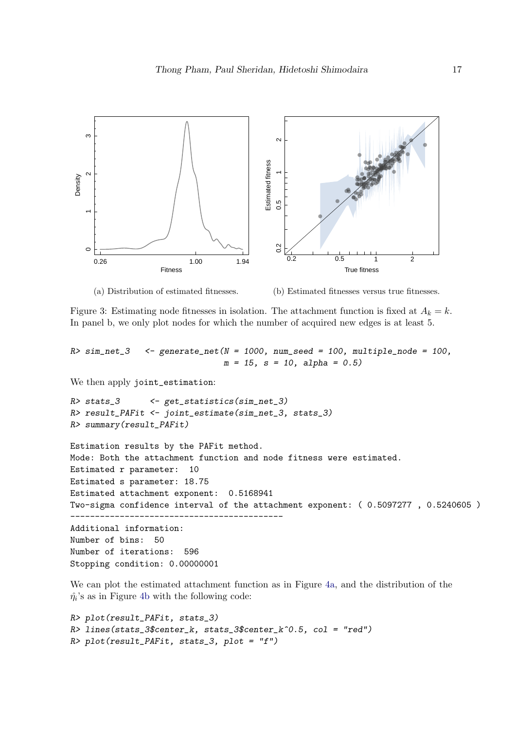(a) Distribution of estimated fitnesses.

(b) Estimated fitnesses versus true fitnesses.

Figure 3: Estimating node fitnesses in isolation. The attachment function is fixed at $A_k = k$. In panel b, we only plot nodes for which the number of acquired new edges is at least 5.

```
R> sim_net_3   <- generate_net(N = 1000, num_seed = 100, multiple_node = 100,
                              m = 15, s = 10, alpha = 0.5)
```

We then apply `joint_estimation`:

```
R> stats_3      <- get_statistics(sim_net_3)
R> result_PAFit <- joint_estimate(sim_net_3, stats_3)
R> summary(result_PAFit)
```

```
Estimation results by the PAFit method.
Mode: Both the attachment function and node fitness were estimated.
Estimated r parameter:  10
Estimated s parameter: 18.75
Estimated attachment exponent:  0.5168941
Two-sigma confidence interval of the attachment exponent: ( 0.5097277 , 0.5240605 )
--------------------------------------------
Additional information:
Number of bins:  50
Number of iterations:  596
Stopping condition: 0.00000001
```

We can plot the estimated attachment function as in Figure 4a, and the distribution of the $\hat{\eta}_i$'s as in Figure 4b with the following code:

```
R> plot(result_PAFit, stats_3)
R> lines(stats_3$center_k, stats_3$center_k^0.5, col = "red")
R> plot(result_PAFit, stats_3, plot = "f")
```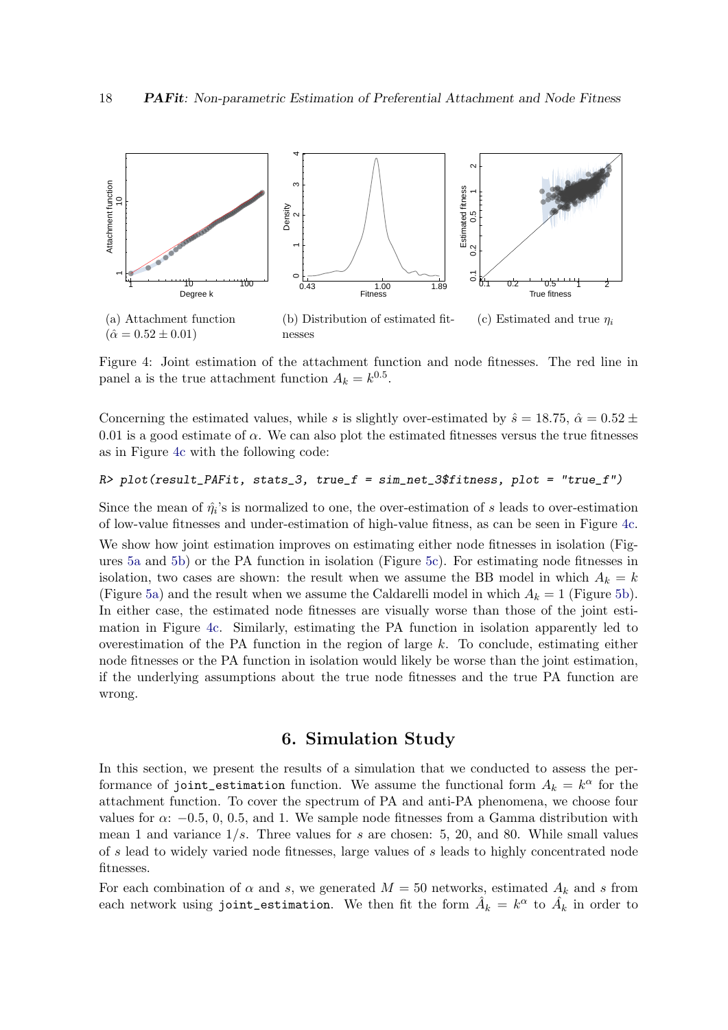(a) Attachment function ($\hat{\alpha} = 0.52 \pm 0.01$)

(b) Distribution of estimated fitnesses

(c) Estimated and true $\eta_i$

Figure 4: Joint estimation of the attachment function and node fitnesses. The red line in panel a is the true attachment function $A_k = k^{0.5}$.

Concerning the estimated values, while $s$ is slightly over-estimated by $\hat{s} = 18.75$, $\hat{\alpha} = 0.52 \pm 0.01$ is a good estimate of $\alpha$. We can also plot the estimated fitnesses versus the true fitnesses as in Figure 4c with the following code:

```
R> plot(result_PAFit, stats_3, true_f = sim_net_3$fitness, plot = "true_f")
```

Since the mean of $\hat{\eta}_i$'s is normalized to one, the over-estimation of $s$ leads to over-estimation of low-value fitnesses and under-estimation of high-value fitness, as can be seen in Figure 4c.

We show how joint estimation improves on estimating either node fitnesses in isolation (Figures 5a and 5b) or the PA function in isolation (Figure 5c). For estimating node fitnesses in isolation, two cases are shown: the result when we assume the BB model in which $A_k = k$ (Figure 5a) and the result when we assume the Caldarelli model in which $A_k = 1$ (Figure 5b). In either case, the estimated node fitnesses are visually worse than those of the joint estimation in Figure 4c. Similarly, estimating the PA function in isolation apparently led to overestimation of the PA function in the region of large $k$. To conclude, estimating either node fitnesses or the PA function in isolation would likely be worse than the joint estimation, if the underlying assumptions about the true node fitnesses and the true PA function are wrong.

## 6. Simulation Study

In this section, we present the results of a simulation that we conducted to assess the performance of `joint_estimation` function. We assume the functional form $A_k = k^{\alpha}$ for the attachment function. To cover the spectrum of PA and anti-PA phenomena, we choose four values for $\alpha$: $-0.5$, $0$, $0.5$, and $1$. We sample node fitnesses from a Gamma distribution with mean 1 and variance $1/s$. Three values for $s$ are chosen: 5, 20, and 80. While small values of $s$ lead to widely varied node fitnesses, large values of $s$ leads to highly concentrated node fitnesses.

For each combination of $\alpha$ and $s$, we generated $M = 50$ networks, estimated $A_k$ and $s$ from each network using `joint_estimation`. We then fit the form $\hat{A}_k = k^{\alpha}$ to $\hat{A}_k$ in order to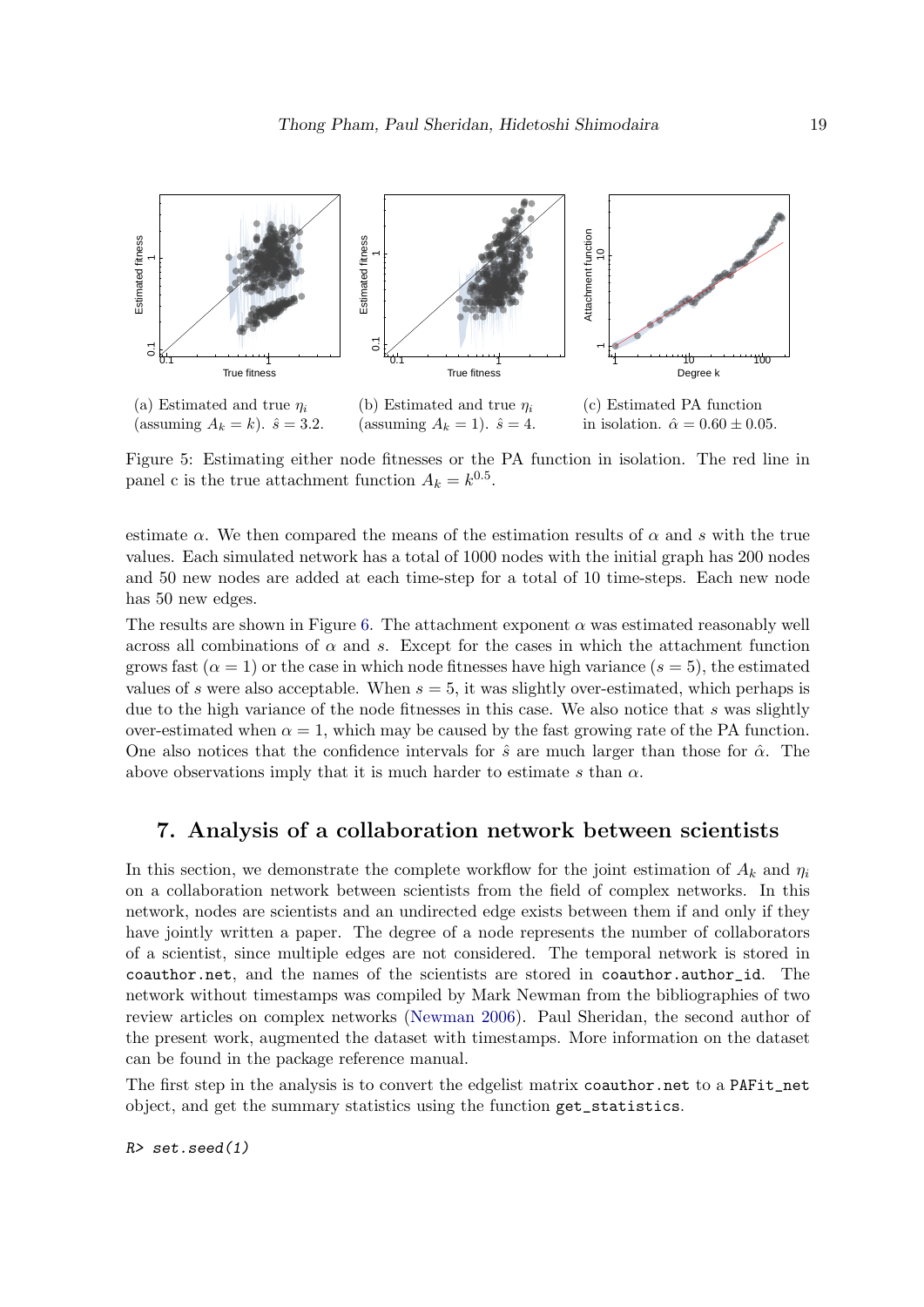(a) Estimated and true $\eta_i$ (assuming $A_k = k$). $\hat{s} = 3.2$.

(b) Estimated and true $\eta_i$ (assuming $A_k = 1$). $\hat{s} = 4$.

(c) Estimated PA function in isolation. $\hat{\alpha} = 0.60 \pm 0.05$.

Figure 5: Estimating either node fitnesses or the PA function in isolation. The red line in panel c is the true attachment function $A_k = k^{0.5}$.

estimate $\alpha$. We then compared the means of the estimation results of $\alpha$ and $s$ with the true values. Each simulated network has a total of 1000 nodes with the initial graph has 200 nodes and 50 new nodes are added at each time-step for a total of 10 time-steps. Each new node has 50 new edges.

The results are shown in Figure 6. The attachment exponent $\alpha$ was estimated reasonably well across all combinations of $\alpha$ and $s$. Except for the cases in which the attachment function grows fast ($\alpha = 1$) or the case in which node fitnesses have high variance ($s = 5$), the estimated values of $s$ were also acceptable. When $s = 5$, it was slightly over-estimated, which perhaps is due to the high variance of the node fitnesses in this case. We also notice that $s$ was slightly over-estimated when $\alpha = 1$, which may be caused by the fast growing rate of the PA function. One also notices that the confidence intervals for $\hat{s}$ are much larger than those for $\hat{\alpha}$. The above observations imply that it is much harder to estimate $s$ than $\alpha$.

## 7. Analysis of a collaboration network between scientists

In this section, we demonstrate the complete workflow for the joint estimation of $A_k$ and $\eta_i$ on a collaboration network between scientists from the field of complex networks. In this network, nodes are scientists and an undirected edge exists between them if and only if they have jointly written a paper. The degree of a node represents the number of collaborators of a scientist, since multiple edges are not considered. The temporal network is stored in `coauthor.net`, and the names of the scientists are stored in `coauthor.author_id`. The network without timestamps was compiled by Mark Newman from the bibliographies of two review articles on complex networks (Newman 2006). Paul Sheridan, the second author of the present work, augmented the dataset with timestamps. More information on the dataset can be found in the package reference manual.

The first step in the analysis is to convert the edgelist matrix `coauthor.net` to a `PAFit_net` object, and get the summary statistics using the function `get_statistics`.

```
R> set.seed(1)
```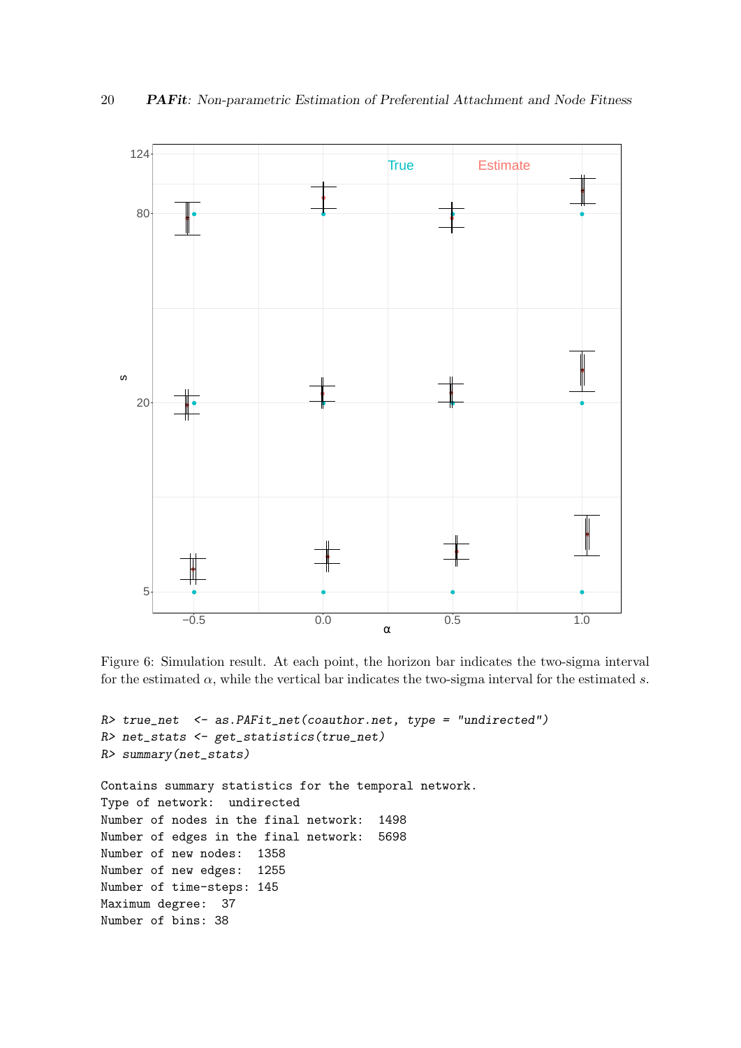Figure 6: Simulation result. At each point, the horizon bar indicates the two-sigma interval for the estimated $\alpha$, while the vertical bar indicates the two-sigma interval for the estimated $s$.

```
R> true_net  <- as.PAFit_net(coauthor.net, type = "undirected")
R> net_stats <- get_statistics(true_net)
R> summary(net_stats)
```

```
Contains summary statistics for the temporal network.
Type of network:  undirected
Number of nodes in the final network:  1498
Number of edges in the final network:  5698
Number of new nodes:  1358
Number of new edges:  1255
Number of time-steps: 145
Maximum degree:  37
Number of bins: 38
```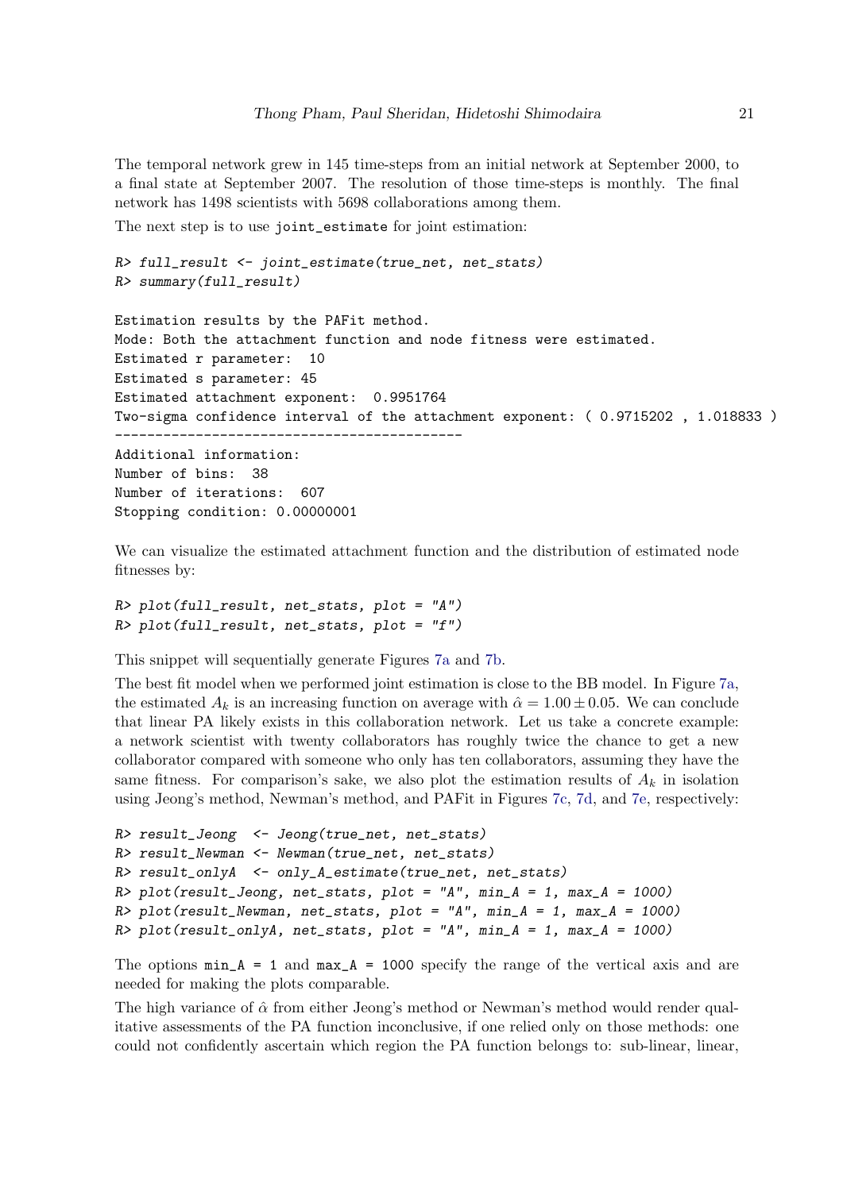The temporal network grew in 145 time-steps from an initial network at September 2000, to a final state at September 2007. The resolution of those time-steps is monthly. The final network has 1498 scientists with 5698 collaborations among them.

The next step is to use `joint_estimate` for joint estimation:

```
R> full_result <- joint_estimate(true_net, net_stats)
R> summary(full_result)

Estimation results by the PAFit method.
Mode: Both the attachment function and node fitness were estimated.
Estimated r parameter:  10
Estimated s parameter: 45
Estimated attachment exponent:  0.9951764
Two-sigma confidence interval of the attachment exponent: ( 0.9715202 , 1.018833 )
-------------------------------------------
Additional information:
Number of bins:  38
Number of iterations:  607
Stopping condition: 0.00000001
```

We can visualize the estimated attachment function and the distribution of estimated node fitnesses by:

```
R> plot(full_result, net_stats, plot = "A")
R> plot(full_result, net_stats, plot = "f")
```

This snippet will sequentially generate Figures 7a and 7b.

The best fit model when we performed joint estimation is close to the BB model. In Figure 7a, the estimated $A_k$ is an increasing function on average with $\hat{\alpha} = 1.00 \pm 0.05$. We can conclude that linear PA likely exists in this collaboration network. Let us take a concrete example: a network scientist with twenty collaborators has roughly twice the chance to get a new collaborator compared with someone who only has ten collaborators, assuming they have the same fitness. For comparison's sake, we also plot the estimation results of $A_k$ in isolation using Jeong's method, Newman's method, and PAFit in Figures 7c, 7d, and 7e, respectively:

```
R> result_Jeong  <- Jeong(true_net, net_stats)
R> result_Newman <- Newman(true_net, net_stats)
R> result_onlyA  <- only_A_estimate(true_net, net_stats)
R> plot(result_Jeong, net_stats, plot = "A", min_A = 1, max_A = 1000)
R> plot(result_Newman, net_stats, plot = "A", min_A = 1, max_A = 1000)
R> plot(result_onlyA, net_stats, plot = "A", min_A = 1, max_A = 1000)
```

The options `min_A = 1` and `max_A = 1000` specify the range of the vertical axis and are needed for making the plots comparable.

The high variance of $\hat{\alpha}$ from either Jeong's method or Newman's method would render qualitative assessments of the PA function inconclusive, if one relied only on those methods: one could not confidently ascertain which region the PA function belongs to: sub-linear, linear,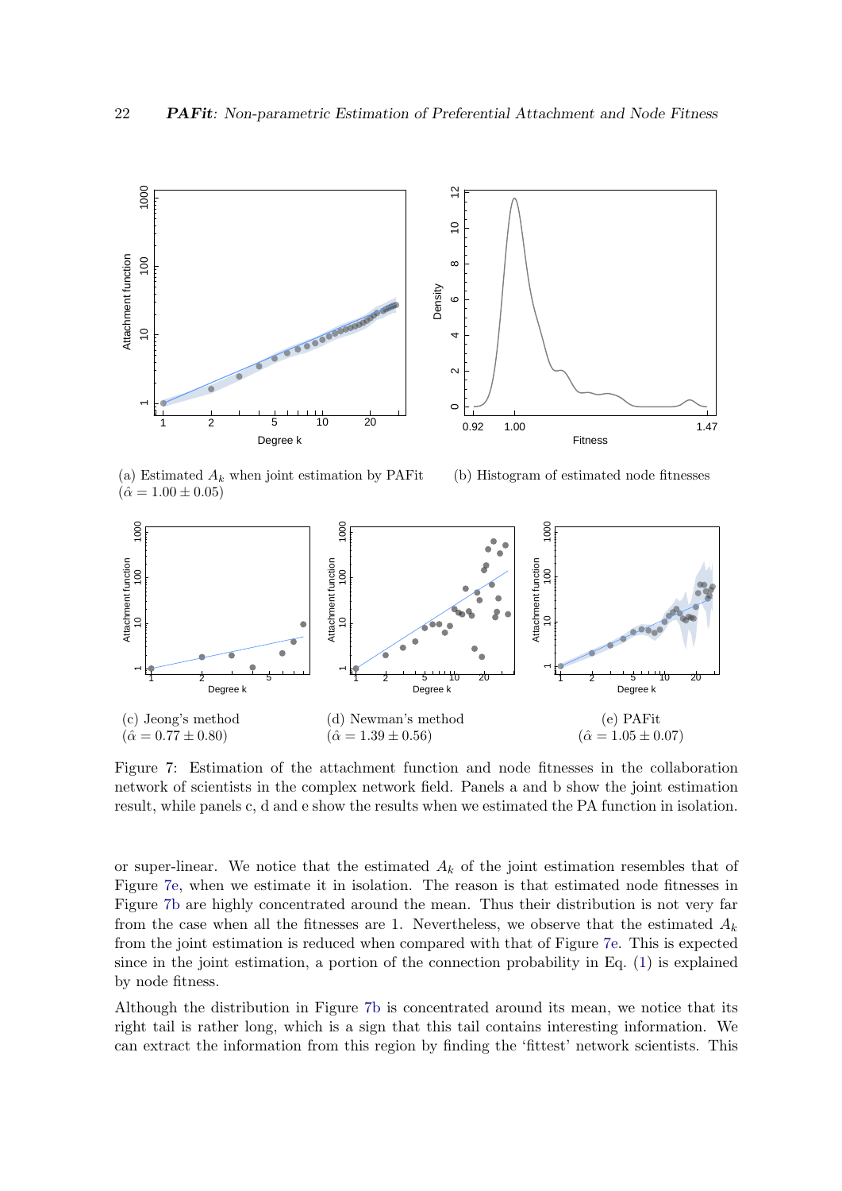(a) Estimated $A_k$ when joint estimation by PAFit ($\hat{\alpha} = 1.00 \pm 0.05$)

(b) Histogram of estimated node fitnesses

(c) Jeong's method ($\hat{\alpha} = 0.77 \pm 0.80$)

(d) Newman's method ($\hat{\alpha} = 1.39 \pm 0.56$)

(e) PAFit ($\hat{\alpha} = 1.05 \pm 0.07$)

Figure 7: Estimation of the attachment function and node fitnesses in the collaboration network of scientists in the complex network field. Panels a and b show the joint estimation result, while panels c, d and e show the results when we estimated the PA function in isolation.

or super-linear. We notice that the estimated $A_k$ of the joint estimation resembles that of Figure 7e, when we estimate it in isolation. The reason is that estimated node fitnesses in Figure 7b are highly concentrated around the mean. Thus their distribution is not very far from the case when all the fitnesses are 1. Nevertheless, we observe that the estimated $A_k$ from the joint estimation is reduced when compared with that of Figure 7e. This is expected since in the joint estimation, a portion of the connection probability in Eq. (1) is explained by node fitness.

Although the distribution in Figure 7b is concentrated around its mean, we notice that its right tail is rather long, which is a sign that this tail contains interesting information. We can extract the information from this region by finding the 'fittest' network scientists. This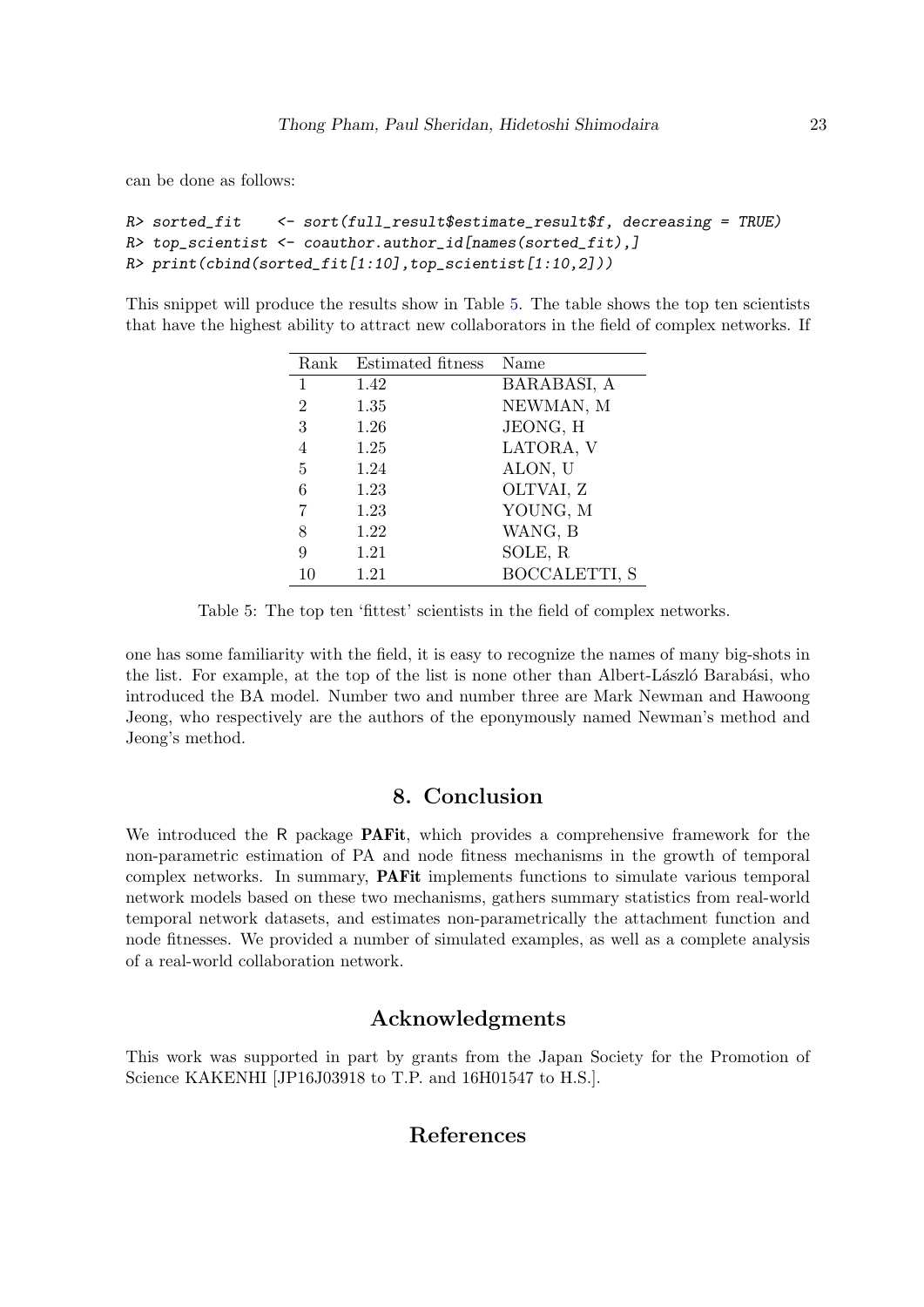can be done as follows:

```
R> sorted_fit    <- sort(full_result$estimate_result$f, decreasing = TRUE)
R> top_scientist <- coauthor.author_id[names(sorted_fit),]
R> print(cbind(sorted_fit[1:10],top_scientist[1:10,2]))
```

This snippet will produce the results show in Table 5. The table shows the top ten scientists that have the highest ability to attract new collaborators in the field of complex networks. If

| Rank | Estimated fitness | Name |
|---|---|---|
| 1 | 1.42 | BARABASI, A |
| 2 | 1.35 | NEWMAN, M |
| 3 | 1.26 | JEONG, H |
| 4 | 1.25 | LATORA, V |
| 5 | 1.24 | ALON, U |
| 6 | 1.23 | OLTVAI, Z |
| 7 | 1.23 | YOUNG, M |
| 8 | 1.22 | WANG, B |
| 9 | 1.21 | SOLE, R |
| 10 | 1.21 | BOCCALETTI, S |

Table 5: The top ten 'fittest' scientists in the field of complex networks.

one has some familiarity with the field, it is easy to recognize the names of many big-shots in the list. For example, at the top of the list is none other than Albert-László Barabási, who introduced the BA model. Number two and number three are Mark Newman and Hawoong Jeong, who respectively are the authors of the eponymously named Newman's method and Jeong's method.

## 8. Conclusion

We introduced the R package **PAFit**, which provides a comprehensive framework for the non-parametric estimation of PA and node fitness mechanisms in the growth of temporal complex networks. In summary, **PAFit** implements functions to simulate various temporal network models based on these two mechanisms, gathers summary statistics from real-world temporal network datasets, and estimates non-parametrically the attachment function and node fitnesses. We provided a number of simulated examples, as well as a complete analysis of a real-world collaboration network.

## Acknowledgments

This work was supported in part by grants from the Japan Society for the Promotion of Science KAKENHI [JP16J03918 to T.P. and 16H01547 to H.S.].

## References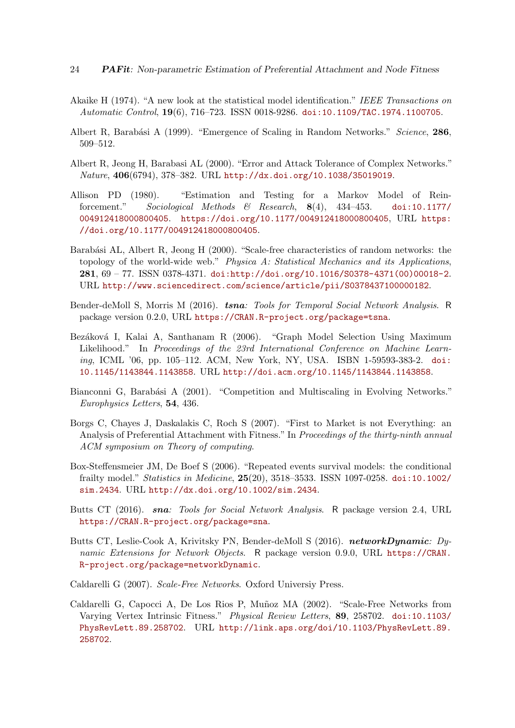Akaike H (1974). "A new look at the statistical model identification." *IEEE Transactions on Automatic Control*, **19**(6), 716–723. ISSN 0018-9286. doi:10.1109/TAC.1974.1100705.

Albert R, Barabási A (1999). "Emergence of Scaling in Random Networks." *Science*, **286**, 509–512.

Albert R, Jeong H, Barabasi AL (2000). "Error and Attack Tolerance of Complex Networks." *Nature*, **406**(6794), 378–382. URL http://dx.doi.org/10.1038/35019019.

Allison PD (1980). "Estimation and Testing for a Markov Model of Reinforcement." *Sociological Methods & Research*, **8**(4), 434–453. doi:10.1177/004912418000800405. https://doi.org/10.1177/004912418000800405, URL https://doi.org/10.1177/004912418000800405.

Barabási AL, Albert R, Jeong H (2000). "Scale-free characteristics of random networks: the topology of the world-wide web." *Physica A: Statistical Mechanics and its Applications*, **281**, 69 – 77. ISSN 0378-4371. doi:http://doi.org/10.1016/S0378-4371(00)00018-2. URL http://www.sciencedirect.com/science/article/pii/S0378437100000182.

Bender-deMoll S, Morris M (2016). ***tsna**: Tools for Temporal Social Network Analysis*. R package version 0.2.0, URL https://CRAN.R-project.org/package=tsna.

Bezáková I, Kalai A, Santhanam R (2006). "Graph Model Selection Using Maximum Likelihood." In *Proceedings of the 23rd International Conference on Machine Learning*, ICML '06, pp. 105–112. ACM, New York, NY, USA. ISBN 1-59593-383-2. doi:10.1145/1143844.1143858. URL http://doi.acm.org/10.1145/1143844.1143858.

Bianconi G, Barabási A (2001). "Competition and Multiscaling in Evolving Networks." *Europhysics Letters*, **54**, 436.

Borgs C, Chayes J, Daskalakis C, Roch S (2007). "First to Market is not Everything: an Analysis of Preferential Attachment with Fitness." In *Proceedings of the thirty-ninth annual ACM symposium on Theory of computing*.

Box-Steffensmeier JM, De Boef S (2006). "Repeated events survival models: the conditional frailty model." *Statistics in Medicine*, **25**(20), 3518–3533. ISSN 1097-0258. doi:10.1002/sim.2434. URL http://dx.doi.org/10.1002/sim.2434.

Butts CT (2016). ***sna**: Tools for Social Network Analysis*. R package version 2.4, URL https://CRAN.R-project.org/package=sna.

Butts CT, Leslie-Cook A, Krivitsky PN, Bender-deMoll S (2016). ***networkDynamic**: Dynamic Extensions for Network Objects*. R package version 0.9.0, URL https://CRAN.R-project.org/package=networkDynamic.

Caldarelli G (2007). *Scale-Free Networks*. Oxford Universiy Press.

Caldarelli G, Capocci A, De Los Rios P, Muñoz MA (2002). "Scale-Free Networks from Varying Vertex Intrinsic Fitness." *Physical Review Letters*, **89**, 258702. doi:10.1103/PhysRevLett.89.258702. URL http://link.aps.org/doi/10.1103/PhysRevLett.89.258702.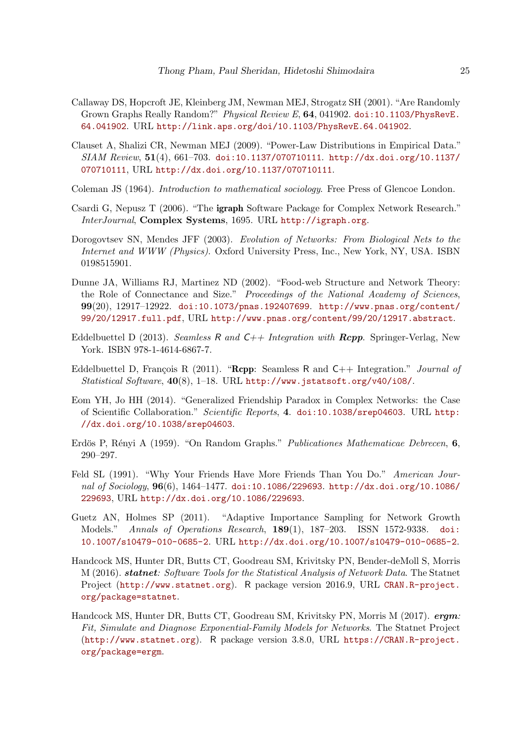Callaway DS, Hopcroft JE, Kleinberg JM, Newman MEJ, Strogatz SH (2001). "Are Randomly Grown Graphs Really Random?" *Physical Review E*, **64**, 041902. doi:10.1103/PhysRevE.64.041902. URL http://link.aps.org/doi/10.1103/PhysRevE.64.041902.

Clauset A, Shalizi CR, Newman MEJ (2009). "Power-Law Distributions in Empirical Data." *SIAM Review*, **51**(4), 661–703. doi:10.1137/070710111. http://dx.doi.org/10.1137/070710111, URL http://dx.doi.org/10.1137/070710111.

Coleman JS (1964). *Introduction to mathematical sociology*. Free Press of Glencoe London.

Csardi G, Nepusz T (2006). "The **igraph** Software Package for Complex Network Research." *InterJournal*, **Complex Systems**, 1695. URL http://igraph.org.

Dorogovtsev SN, Mendes JFF (2003). *Evolution of Networks: From Biological Nets to the Internet and WWW (Physics)*. Oxford University Press, Inc., New York, NY, USA. ISBN 0198515901.

Dunne JA, Williams RJ, Martinez ND (2002). "Food-web Structure and Network Theory: the Role of Connectance and Size." *Proceedings of the National Academy of Sciences*, **99**(20), 12917–12922. doi:10.1073/pnas.192407699. http://www.pnas.org/content/99/20/12917.full.pdf, URL http://www.pnas.org/content/99/20/12917.abstract.

Eddelbuettel D (2013). *Seamless R and C++ Integration with **Rcpp***. Springer-Verlag, New York. ISBN 978-1-4614-6867-7.

Eddelbuettel D, François R (2011). "**Rcpp**: Seamless R and C++ Integration." *Journal of Statistical Software*, **40**(8), 1–18. URL http://www.jstatsoft.org/v40/i08/.

Eom YH, Jo HH (2014). "Generalized Friendship Paradox in Complex Networks: the Case of Scientific Collaboration." *Scientific Reports*, **4**. doi:10.1038/srep04603. URL http://dx.doi.org/10.1038/srep04603.

Erdös P, Rényi A (1959). "On Random Graphs." *Publicationes Mathematicae Debrecen*, **6**, 290–297.

Feld SL (1991). "Why Your Friends Have More Friends Than You Do." *American Journal of Sociology*, **96**(6), 1464–1477. doi:10.1086/229693. http://dx.doi.org/10.1086/229693, URL http://dx.doi.org/10.1086/229693.

Guetz AN, Holmes SP (2011). "Adaptive Importance Sampling for Network Growth Models." *Annals of Operations Research*, **189**(1), 187–203. ISSN 1572-9338. doi:10.1007/s10479-010-0685-2. URL http://dx.doi.org/10.1007/s10479-010-0685-2.

Handcock MS, Hunter DR, Butts CT, Goodreau SM, Krivitsky PN, Bender-deMoll S, Morris M (2016). ***statnet**: Software Tools for the Statistical Analysis of Network Data*. The Statnet Project (http://www.statnet.org). R package version 2016.9, URL CRAN.R-project.org/package=statnet.

Handcock MS, Hunter DR, Butts CT, Goodreau SM, Krivitsky PN, Morris M (2017). ***ergm**: Fit, Simulate and Diagnose Exponential-Family Models for Networks*. The Statnet Project (http://www.statnet.org). R package version 3.8.0, URL https://CRAN.R-project.org/package=ergm.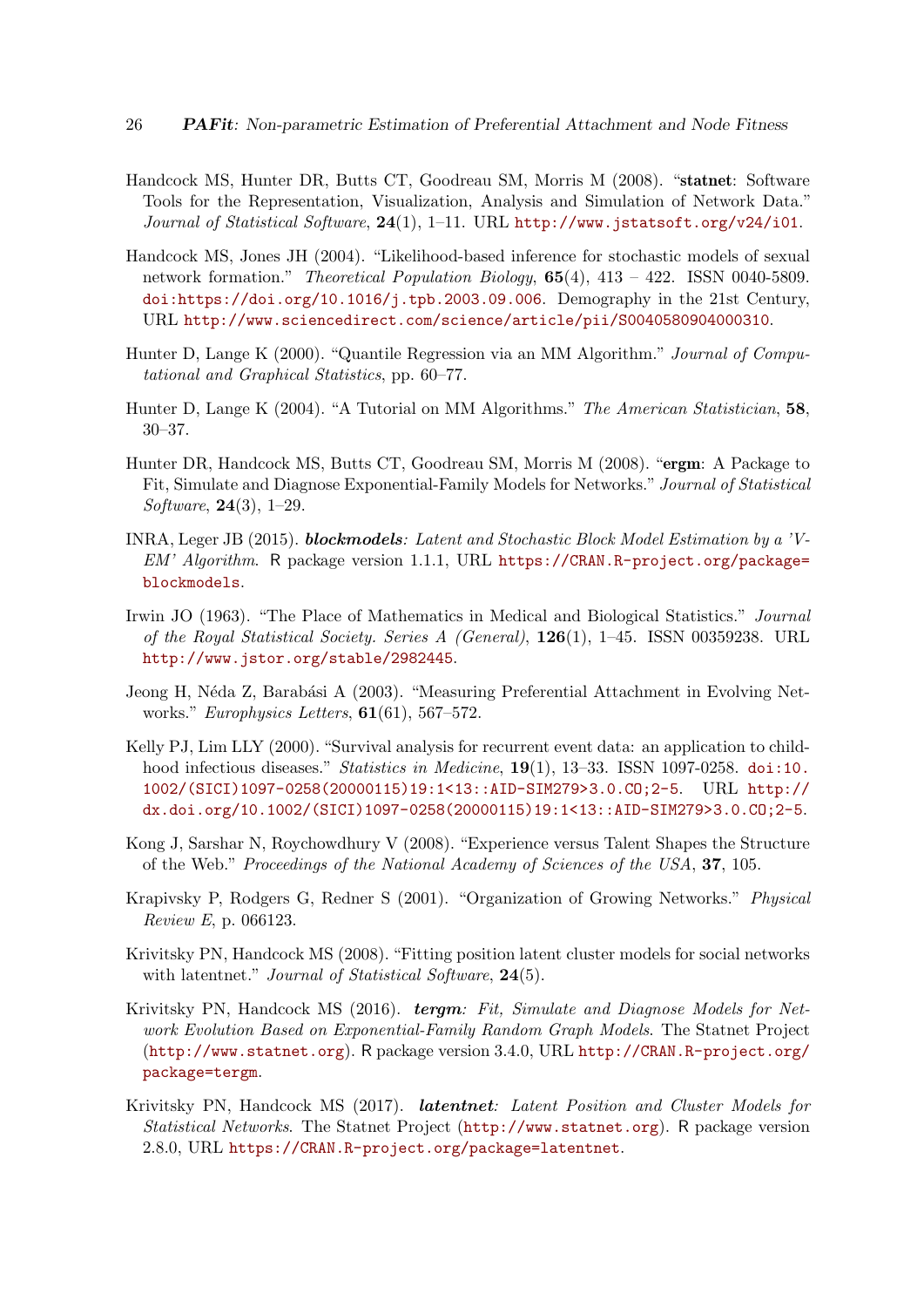Handcock MS, Hunter DR, Butts CT, Goodreau SM, Morris M (2008). "**statnet**: Software Tools for the Representation, Visualization, Analysis and Simulation of Network Data." *Journal of Statistical Software*, **24**(1), 1–11. URL http://www.jstatsoft.org/v24/i01.

Handcock MS, Jones JH (2004). "Likelihood-based inference for stochastic models of sexual network formation." *Theoretical Population Biology*, **65**(4), 413 – 422. ISSN 0040-5809. doi:https://doi.org/10.1016/j.tpb.2003.09.006. Demography in the 21st Century, URL http://www.sciencedirect.com/science/article/pii/S0040580904000310.

Hunter D, Lange K (2000). "Quantile Regression via an MM Algorithm." *Journal of Computational and Graphical Statistics*, pp. 60–77.

Hunter D, Lange K (2004). "A Tutorial on MM Algorithms." *The American Statistician*, **58**, 30–37.

Hunter DR, Handcock MS, Butts CT, Goodreau SM, Morris M (2008). "**ergm**: A Package to Fit, Simulate and Diagnose Exponential-Family Models for Networks." *Journal of Statistical Software*, **24**(3), 1–29.

INRA, Leger JB (2015). ***blockmodels**: Latent and Stochastic Block Model Estimation by a 'V-EM' Algorithm*. R package version 1.1.1, URL https://CRAN.R-project.org/package=blockmodels.

Irwin JO (1963). "The Place of Mathematics in Medical and Biological Statistics." *Journal of the Royal Statistical Society. Series A (General)*, **126**(1), 1–45. ISSN 00359238. URL http://www.jstor.org/stable/2982445.

Jeong H, Néda Z, Barabási A (2003). "Measuring Preferential Attachment in Evolving Networks." *Europhysics Letters*, **61**(61), 567–572.

Kelly PJ, Lim LLY (2000). "Survival analysis for recurrent event data: an application to childhood infectious diseases." *Statistics in Medicine*, **19**(1), 13–33. ISSN 1097-0258. doi:10.1002/(SICI)1097-0258(20000115)19:1<13::AID-SIM279>3.0.CO;2-5. URL http://dx.doi.org/10.1002/(SICI)1097-0258(20000115)19:1<13::AID-SIM279>3.0.CO;2-5.

Kong J, Sarshar N, Roychowdhury V (2008). "Experience versus Talent Shapes the Structure of the Web." *Proceedings of the National Academy of Sciences of the USA*, **37**, 105.

Krapivsky P, Rodgers G, Redner S (2001). "Organization of Growing Networks." *Physical Review E*, p. 066123.

Krivitsky PN, Handcock MS (2008). "Fitting position latent cluster models for social networks with latentnet." *Journal of Statistical Software*, **24**(5).

Krivitsky PN, Handcock MS (2016). ***tergm**: Fit, Simulate and Diagnose Models for Network Evolution Based on Exponential-Family Random Graph Models*. The Statnet Project (http://www.statnet.org). R package version 3.4.0, URL http://CRAN.R-project.org/package=tergm.

Krivitsky PN, Handcock MS (2017). ***latentnet**: Latent Position and Cluster Models for Statistical Networks*. The Statnet Project (http://www.statnet.org). R package version 2.8.0, URL https://CRAN.R-project.org/package=latentnet.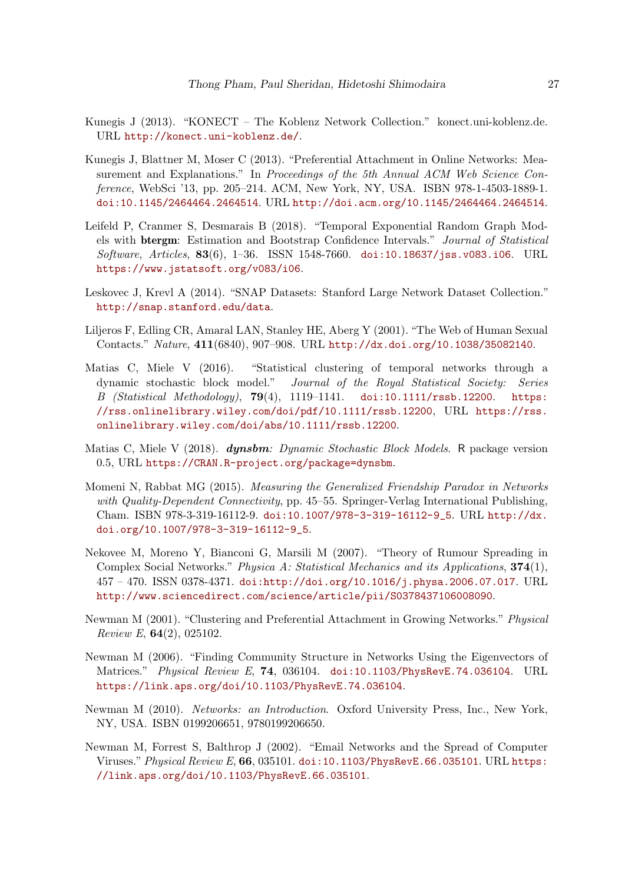Kunegis J (2013). "KONECT – The Koblenz Network Collection." konect.uni-koblenz.de. URL http://konect.uni-koblenz.de/.

Kunegis J, Blattner M, Moser C (2013). "Preferential Attachment in Online Networks: Measurement and Explanations." In *Proceedings of the 5th Annual ACM Web Science Conference*, WebSci '13, pp. 205–214. ACM, New York, NY, USA. ISBN 978-1-4503-1889-1. doi:10.1145/2464464.2464514. URL http://doi.acm.org/10.1145/2464464.2464514.

Leifeld P, Cranmer S, Desmarais B (2018). "Temporal Exponential Random Graph Models with **btergm**: Estimation and Bootstrap Confidence Intervals." *Journal of Statistical Software, Articles*, **83**(6), 1–36. ISSN 1548-7660. doi:10.18637/jss.v083.i06. URL https://www.jstatsoft.org/v083/i06.

Leskovec J, Krevl A (2014). "SNAP Datasets: Stanford Large Network Dataset Collection." http://snap.stanford.edu/data.

Liljeros F, Edling CR, Amaral LAN, Stanley HE, Aberg Y (2001). "The Web of Human Sexual Contacts." *Nature*, **411**(6840), 907–908. URL http://dx.doi.org/10.1038/35082140.

Matias C, Miele V (2016). "Statistical clustering of temporal networks through a dynamic stochastic block model." *Journal of the Royal Statistical Society: Series B (Statistical Methodology)*, **79**(4), 1119–1141. doi:10.1111/rssb.12200. https://rss.onlinelibrary.wiley.com/doi/pdf/10.1111/rssb.12200, URL https://rss.onlinelibrary.wiley.com/doi/abs/10.1111/rssb.12200.

Matias C, Miele V (2018). ***dynsbm**: Dynamic Stochastic Block Models*. R package version 0.5, URL https://CRAN.R-project.org/package=dynsbm.

Momeni N, Rabbat MG (2015). *Measuring the Generalized Friendship Paradox in Networks with Quality-Dependent Connectivity*, pp. 45–55. Springer-Verlag International Publishing, Cham. ISBN 978-3-319-16112-9. doi:10.1007/978-3-319-16112-9_5. URL http://dx.doi.org/10.1007/978-3-319-16112-9_5.

Nekovee M, Moreno Y, Bianconi G, Marsili M (2007). "Theory of Rumour Spreading in Complex Social Networks." *Physica A: Statistical Mechanics and its Applications*, **374**(1), 457 – 470. ISSN 0378-4371. doi:http://doi.org/10.1016/j.physa.2006.07.017. URL http://www.sciencedirect.com/science/article/pii/S0378437106008090.

Newman M (2001). "Clustering and Preferential Attachment in Growing Networks." *Physical Review E*, **64**(2), 025102.

Newman M (2006). "Finding Community Structure in Networks Using the Eigenvectors of Matrices." *Physical Review E*, **74**, 036104. doi:10.1103/PhysRevE.74.036104. URL https://link.aps.org/doi/10.1103/PhysRevE.74.036104.

Newman M (2010). *Networks: an Introduction*. Oxford University Press, Inc., New York, NY, USA. ISBN 0199206651, 9780199206650.

Newman M, Forrest S, Balthrop J (2002). "Email Networks and the Spread of Computer Viruses." *Physical Review E*, **66**, 035101. doi:10.1103/PhysRevE.66.035101. URL https://link.aps.org/doi/10.1103/PhysRevE.66.035101.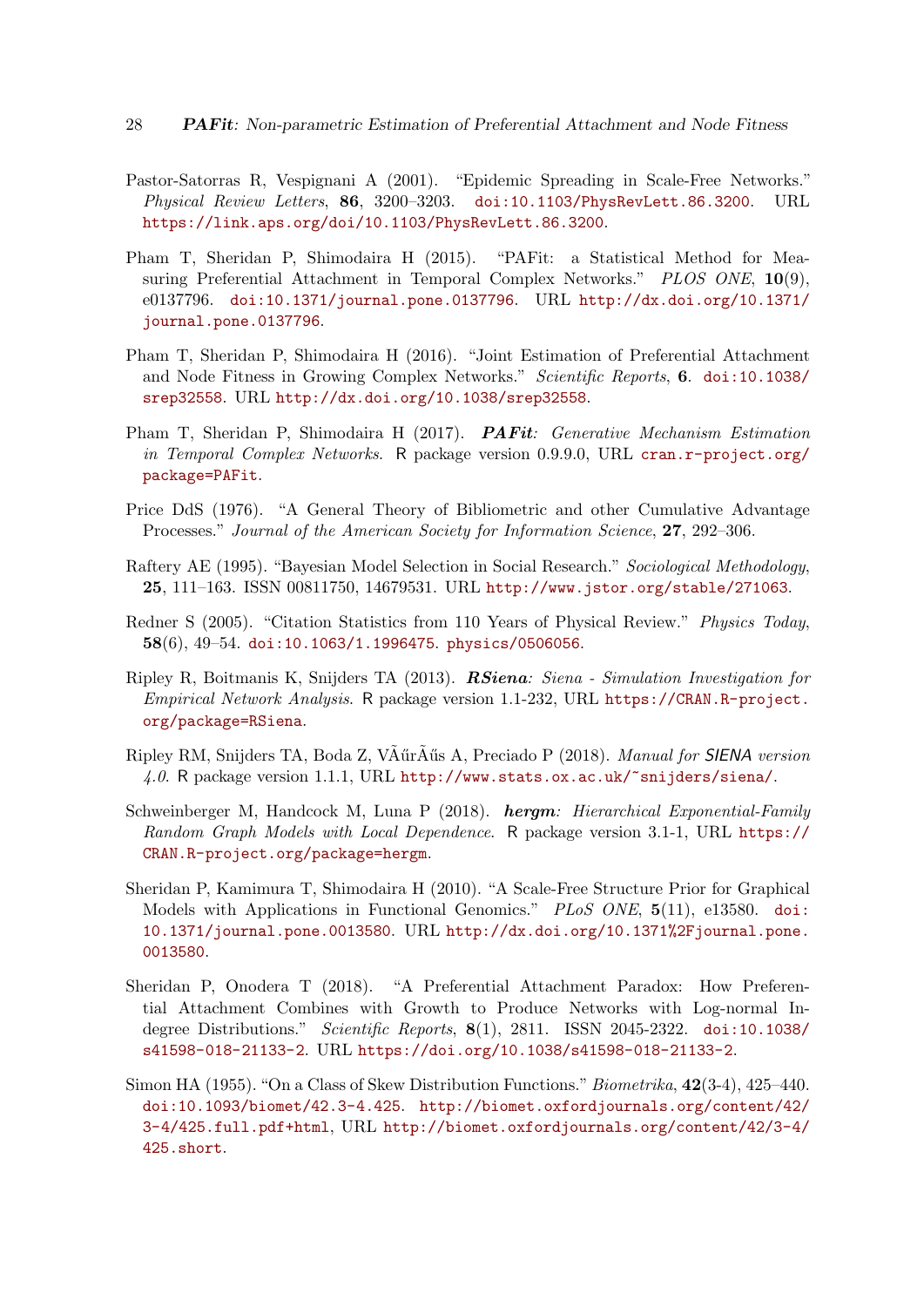Pastor-Satorras R, Vespignani A (2001). "Epidemic Spreading in Scale-Free Networks." *Physical Review Letters*, **86**, 3200–3203. doi:10.1103/PhysRevLett.86.3200. URL https://link.aps.org/doi/10.1103/PhysRevLett.86.3200.

Pham T, Sheridan P, Shimodaira H (2015). "PAFit: a Statistical Method for Measuring Preferential Attachment in Temporal Complex Networks." *PLOS ONE*, **10**(9), e0137796. doi:10.1371/journal.pone.0137796. URL http://dx.doi.org/10.1371/journal.pone.0137796.

Pham T, Sheridan P, Shimodaira H (2016). "Joint Estimation of Preferential Attachment and Node Fitness in Growing Complex Networks." *Scientific Reports*, **6**. doi:10.1038/srep32558. URL http://dx.doi.org/10.1038/srep32558.

Pham T, Sheridan P, Shimodaira H (2017). ***PAFit**: Generative Mechanism Estimation in Temporal Complex Networks*. R package version 0.9.9.0, URL cran.r-project.org/package=PAFit.

Price DdS (1976). "A General Theory of Bibliometric and other Cumulative Advantage Processes." *Journal of the American Society for Information Science*, **27**, 292–306.

Raftery AE (1995). "Bayesian Model Selection in Social Research." *Sociological Methodology*, **25**, 111–163. ISSN 00811750, 14679531. URL http://www.jstor.org/stable/271063.

Redner S (2005). "Citation Statistics from 110 Years of Physical Review." *Physics Today*, **58**(6), 49–54. doi:10.1063/1.1996475. physics/0506056.

Ripley R, Boitmanis K, Snijders TA (2013). ***RSiena**: Siena - Simulation Investigation for Empirical Network Analysis*. R package version 1.1-232, URL https://CRAN.R-project.org/package=RSiena.

Ripley RM, Snijders TA, Boda Z, VÃűrÃűs A, Preciado P (2018). *Manual for SIENA version 4.0*. R package version 1.1.1, URL http://www.stats.ox.ac.uk/~snijders/siena/.

Schweinberger M, Handcock M, Luna P (2018). ***hergm**: Hierarchical Exponential-Family Random Graph Models with Local Dependence*. R package version 3.1-1, URL https://CRAN.R-project.org/package=hergm.

Sheridan P, Kamimura T, Shimodaira H (2010). "A Scale-Free Structure Prior for Graphical Models with Applications in Functional Genomics." *PLoS ONE*, **5**(11), e13580. doi:10.1371/journal.pone.0013580. URL http://dx.doi.org/10.1371%2Fjournal.pone.0013580.

Sheridan P, Onodera T (2018). "A Preferential Attachment Paradox: How Preferential Attachment Combines with Growth to Produce Networks with Log-normal Indegree Distributions." *Scientific Reports*, **8**(1), 2811. ISSN 2045-2322. doi:10.1038/s41598-018-21133-2. URL https://doi.org/10.1038/s41598-018-21133-2.

Simon HA (1955). "On a Class of Skew Distribution Functions." *Biometrika*, **42**(3-4), 425–440. doi:10.1093/biomet/42.3-4.425. http://biomet.oxfordjournals.org/content/42/3-4/425.full.pdf+html, URL http://biomet.oxfordjournals.org/content/42/3-4/425.short.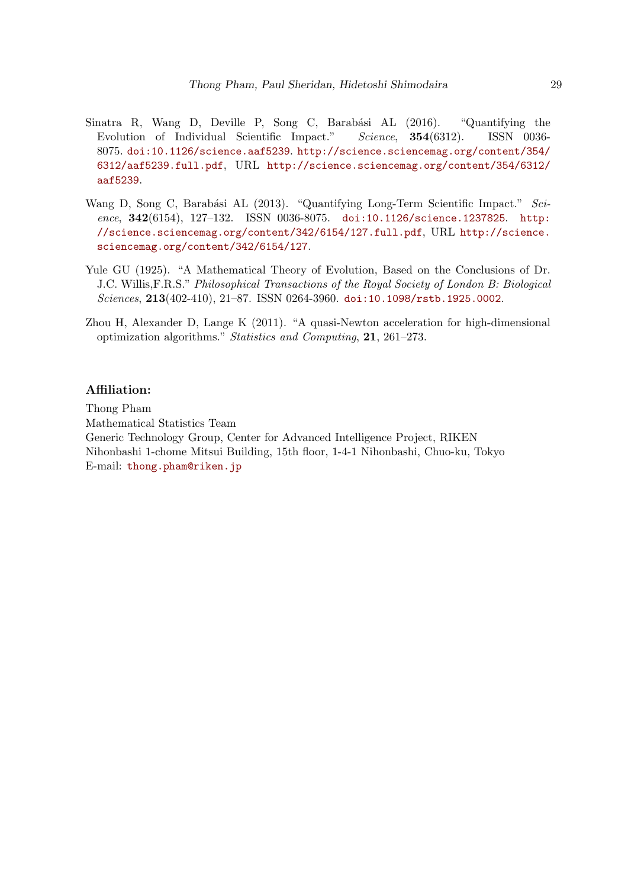Sinatra R, Wang D, Deville P, Song C, Barabási AL (2016). "Quantifying the Evolution of Individual Scientific Impact." *Science*, **354**(6312). ISSN 0036-8075. doi:10.1126/science.aaf5239. http://science.sciencemag.org/content/354/6312/aaf5239.full.pdf, URL http://science.sciencemag.org/content/354/6312/aaf5239.

Wang D, Song C, Barabási AL (2013). "Quantifying Long-Term Scientific Impact." *Science*, **342**(6154), 127–132. ISSN 0036-8075. doi:10.1126/science.1237825. http://science.sciencemag.org/content/342/6154/127.full.pdf, URL http://science.sciencemag.org/content/342/6154/127.

Yule GU (1925). "A Mathematical Theory of Evolution, Based on the Conclusions of Dr. J.C. Willis,F.R.S." *Philosophical Transactions of the Royal Society of London B: Biological Sciences*, **213**(402-410), 21–87. ISSN 0264-3960. doi:10.1098/rstb.1925.0002.

Zhou H, Alexander D, Lange K (2011). "A quasi-Newton acceleration for high-dimensional optimization algorithms." *Statistics and Computing*, **21**, 261–273.

## Affiliation:

Thong Pham
Mathematical Statistics Team
Generic Technology Group, Center for Advanced Intelligence Project, RIKEN
Nihonbashi 1-chome Mitsui Building, 15th floor, 1-4-1 Nihonbashi, Chuo-ku, Tokyo
E-mail: thong.pham@riken.jp